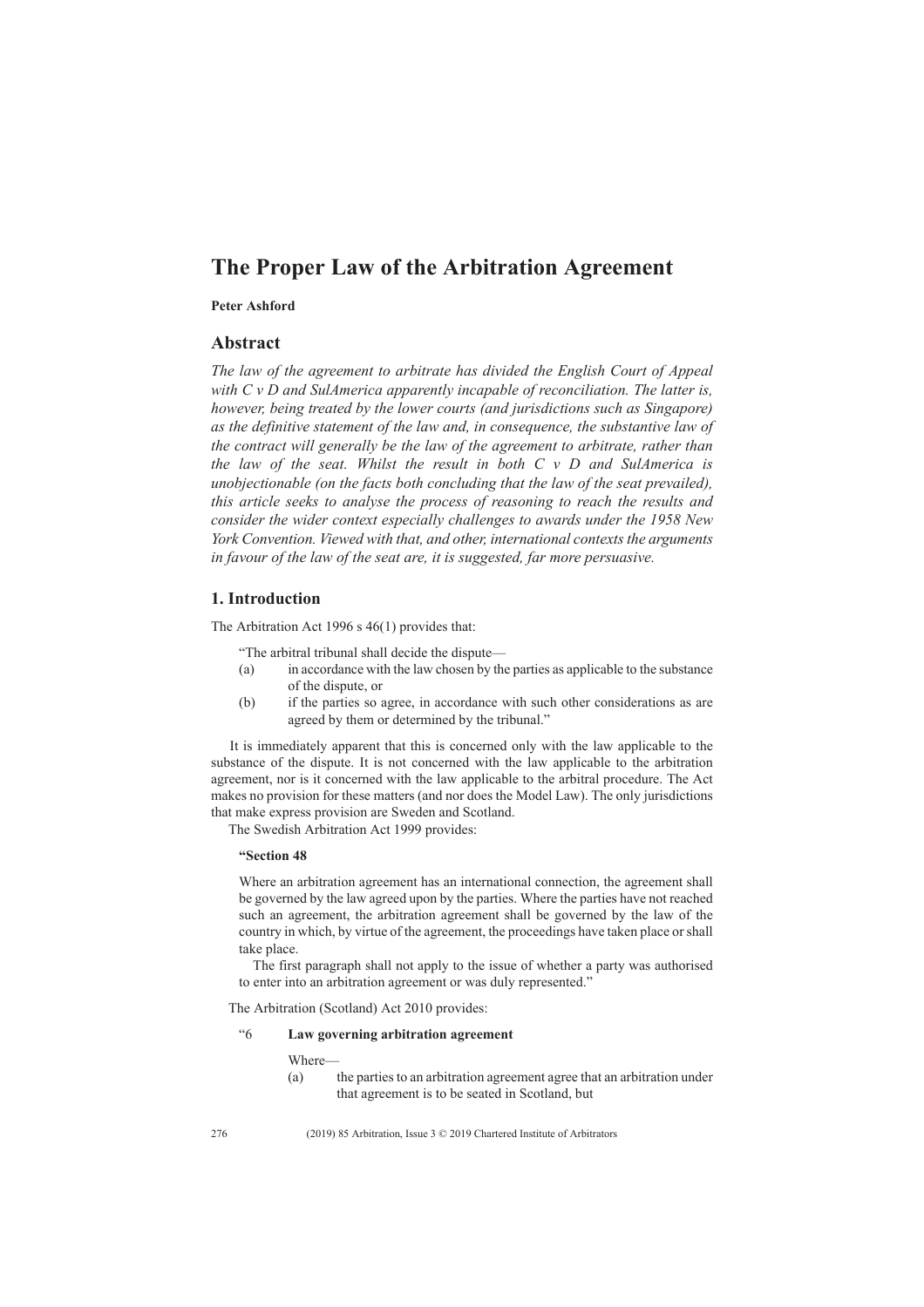# The Proper Law of the Arbitration Agreement

**Peter Ashford**

## Abstract

*The law of the agreement to arbitrate has divided the English Court of Appeal with C v D and SulAmerica apparently incapable of reconciliation. The latter is, however, being treated by the lower courts (and jurisdictions such as Singapore) as the definitive statement of the law and, in consequence, the substantive law of the contract will generally be the law of the agreement to arbitrate, rather than the law of the seat. Whilst the result in both C v D and SulAmerica is unobjectionable (on the facts both concluding that the law of the seat prevailed), this article seeks to analyse the process of reasoning to reach the results and consider the wider context especially challenges to awards under the 1958 New York Convention. Viewed with that, and other, international contexts the arguments in favour of the law of the seat are, it is suggested, far more persuasive.*

## 1. Introduction

The Arbitration Act 1996 s 46(1) provides that:

> "The arbitral tribunal shall decide the dispute—
>
> (a) in accordance with the law chosen by the parties as applicable to the substance of the dispute, or
>
> (b) if the parties so agree, in accordance with such other considerations as are agreed by them or determined by the tribunal."

It is immediately apparent that this is concerned only with the law applicable to the substance of the dispute. It is not concerned with the law applicable to the arbitration agreement, nor is it concerned with the law applicable to the arbitral procedure. The Act makes no provision for these matters (and nor does the Model Law). The only jurisdictions that make express provision are Sweden and Scotland.

The Swedish Arbitration Act 1999 provides:

> **"Section 48**
>
> Where an arbitration agreement has an international connection, the agreement shall be governed by the law agreed upon by the parties. Where the parties have not reached such an agreement, the arbitration agreement shall be governed by the law of the country in which, by virtue of the agreement, the proceedings have taken place or shall take place.
>
> The first paragraph shall not apply to the issue of whether a party was authorised to enter into an arbitration agreement or was duly represented."

The Arbitration (Scotland) Act 2010 provides:

> "6 **Law governing arbitration agreement**
>
> Where—
>
> (a) the parties to an arbitration agreement agree that an arbitration under that agreement is to be seated in Scotland, but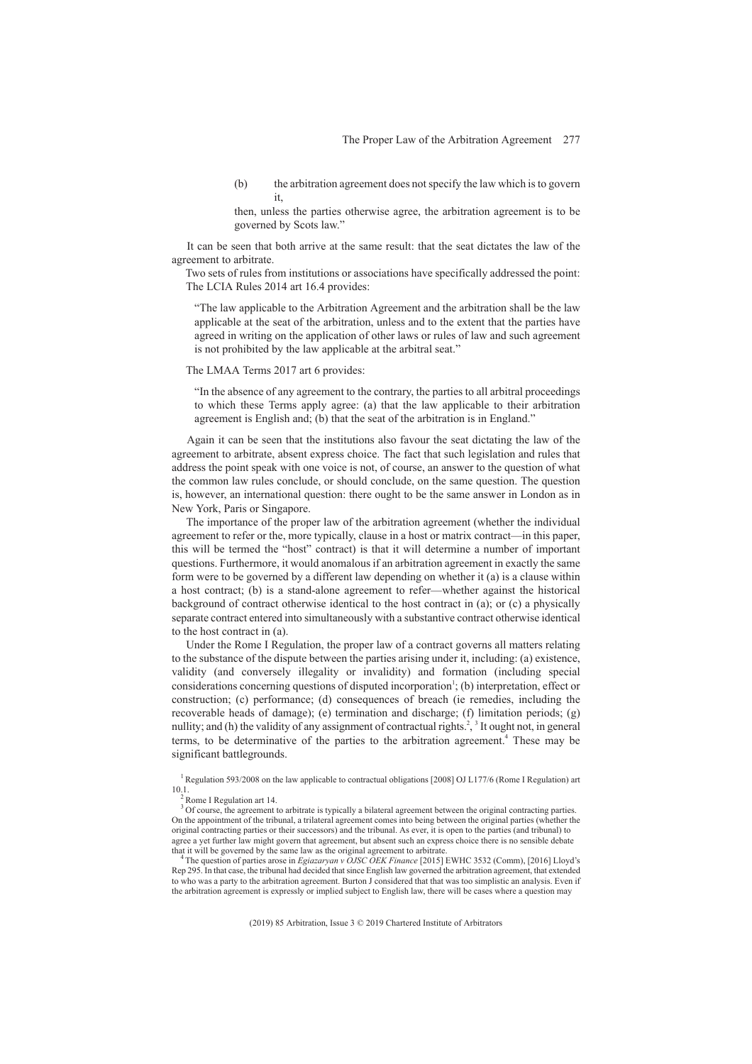(b) the arbitration agreement does not specify the law which is to govern it,

then, unless the parties otherwise agree, the arbitration agreement is to be governed by Scots law."

It can be seen that both arrive at the same result: that the seat dictates the law of the agreement to arbitrate.

Two sets of rules from institutions or associations have specifically addressed the point: The LCIA Rules 2014 art 16.4 provides:

> "The law applicable to the Arbitration Agreement and the arbitration shall be the law applicable at the seat of the arbitration, unless and to the extent that the parties have agreed in writing on the application of other laws or rules of law and such agreement is not prohibited by the law applicable at the arbitral seat."

The LMAA Terms 2017 art 6 provides:

> "In the absence of any agreement to the contrary, the parties to all arbitral proceedings to which these Terms apply agree: (a) that the law applicable to their arbitration agreement is English and; (b) that the seat of the arbitration is in England."

Again it can be seen that the institutions also favour the seat dictating the law of the agreement to arbitrate, absent express choice. The fact that such legislation and rules that address the point speak with one voice is not, of course, an answer to the question of what the common law rules conclude, or should conclude, on the same question. The question is, however, an international question: there ought to be the same answer in London as in New York, Paris or Singapore.

The importance of the proper law of the arbitration agreement (whether the individual agreement to refer or the, more typically, clause in a host or matrix contract—in this paper, this will be termed the "host" contract) is that it will determine a number of important questions. Furthermore, it would anomalous if an arbitration agreement in exactly the same form were to be governed by a different law depending on whether it (a) is a clause within a host contract; (b) is a stand-alone agreement to refer—whether against the historical background of contract otherwise identical to the host contract in (a); or (c) a physically separate contract entered into simultaneously with a substantive contract otherwise identical to the host contract in (a).

Under the Rome I Regulation, the proper law of a contract governs all matters relating to the substance of the dispute between the parties arising under it, including: (a) existence, validity (and conversely illegality or invalidity) and formation (including special considerations concerning questions of disputed incorporation[1]; (b) interpretation, effect or construction; (c) performance; (d) consequences of breach (ie remedies, including the recoverable heads of damage); (e) termination and discharge; (f) limitation periods; (g) nullity; and (h) the validity of any assignment of contractual rights.[2], [3] It ought not, in general terms, to be determinative of the parties to the arbitration agreement.[4] These may be significant battlegrounds.

[1] Regulation 593/2008 on the law applicable to contractual obligations [2008] OJ L177/6 (Rome I Regulation) art 10.1.

[2] Rome I Regulation art 14.

[3] Of course, the agreement to arbitrate is typically a bilateral agreement between the original contracting parties. On the appointment of the tribunal, a trilateral agreement comes into being between the original parties (whether the original contracting parties or their successors) and the tribunal. As ever, it is open to the parties (and tribunal) to agree a yet further law might govern that agreement, but absent such an express choice there is no sensible debate that it will be governed by the same law as the original agreement to arbitrate.

[4] The question of parties arose in *Egiazaryan v OJSC OEK Finance* [2015] EWHC 3532 (Comm), [2016] Lloyd's Rep 295. In that case, the tribunal had decided that since English law governed the arbitration agreement, that extended to who was a party to the arbitration agreement. Burton J considered that that was too simplistic an analysis. Even if the arbitration agreement is expressly or implied subject to English law, there will be cases where a question may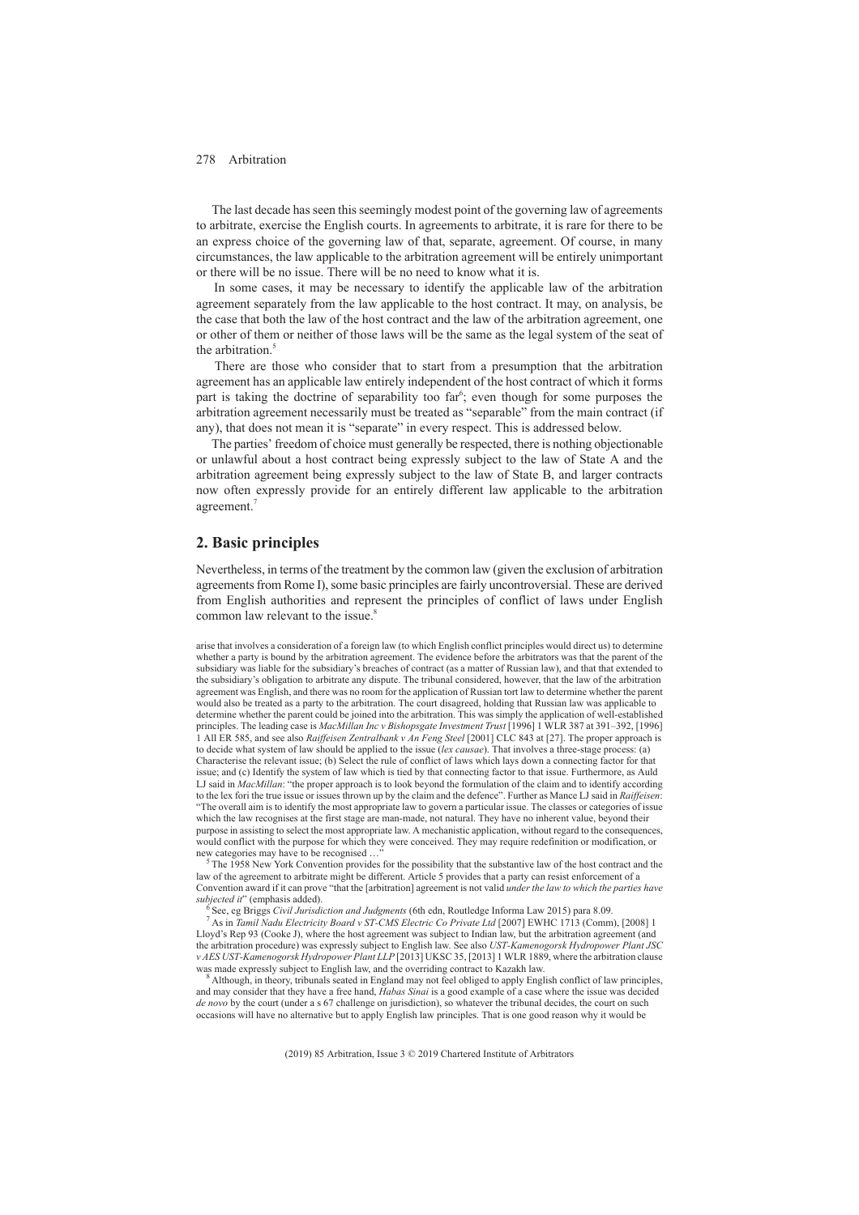The last decade has seen this seemingly modest point of the governing law of agreements to arbitrate, exercise the English courts. In agreements to arbitrate, it is rare for there to be an express choice of the governing law of that, separate, agreement. Of course, in many circumstances, the law applicable to the arbitration agreement will be entirely unimportant or there will be no issue. There will be no need to know what it is.

In some cases, it may be necessary to identify the applicable law of the arbitration agreement separately from the law applicable to the host contract. It may, on analysis, be the case that both the law of the host contract and the law of the arbitration agreement, one or other of them or neither of those laws will be the same as the legal system of the seat of the arbitration.[5]

There are those who consider that to start from a presumption that the arbitration agreement has an applicable law entirely independent of the host contract of which it forms part is taking the doctrine of separability too far[6]; even though for some purposes the arbitration agreement necessarily must be treated as "separable" from the main contract (if any), that does not mean it is "separate" in every respect. This is addressed below.

The parties' freedom of choice must generally be respected, there is nothing objectionable or unlawful about a host contract being expressly subject to the law of State A and the arbitration agreement being expressly subject to the law of State B, and larger contracts now often expressly provide for an entirely different law applicable to the arbitration agreement.[7]

## 2. Basic principles

Nevertheless, in terms of the treatment by the common law (given the exclusion of arbitration agreements from Rome I), some basic principles are fairly uncontroversial. These are derived from English authorities and represent the principles of conflict of laws under English common law relevant to the issue.[8]

arise that involves a consideration of a foreign law (to which English conflict principles would direct us) to determine whether a party is bound by the arbitration agreement. The evidence before the arbitrators was that the parent of the subsidiary was liable for the subsidiary's breaches of contract (as a matter of Russian law), and that that extended to the subsidiary's obligation to arbitrate any dispute. The tribunal considered, however, that the law of the arbitration agreement was English, and there was no room for the application of Russian tort law to determine whether the parent would also be treated as a party to the arbitration. The court disagreed, holding that Russian law was applicable to determine whether the parent could be joined into the arbitration. This was simply the application of well-established principles. The leading case is *MacMillan Inc v Bishopsgate Investment Trust* [1996] 1 WLR 387 at 391–392, [1996] 1 All ER 585, and see also *Raiffeisen Zentralbank v An Feng Steel* [2001] CLC 843 at [27]. The proper approach is to decide what system of law should be applied to the issue (*lex causae*). That involves a three-stage process: (a) Characterise the relevant issue; (b) Select the rule of conflict of laws which lays down a connecting factor for that issue; and (c) Identify the system of law which is tied by that connecting factor to that issue. Furthermore, as Auld LJ said in *MacMillan*: "the proper approach is to look beyond the formulation of the claim and to identify according to the lex fori the true issue or issues thrown up by the claim and the defence". Further as Mance LJ said in *Raiffeisen*: "The overall aim is to identify the most appropriate law to govern a particular issue. The classes or categories of issue which the law recognises at the first stage are man-made, not natural. They have no inherent value, beyond their purpose in assisting to select the most appropriate law. A mechanistic application, without regard to the consequences, would conflict with the purpose for which they were conceived. They may require redefinition or modification, or new categories may have to be recognised …"

[5] The 1958 New York Convention provides for the possibility that the substantive law of the host contract and the law of the agreement to arbitrate might be different. Article 5 provides that a party can resist enforcement of a Convention award if it can prove "that the [arbitration] agreement is not valid *under the law to which the parties have subjected it*" (emphasis added).

[6] See, eg Briggs *Civil Jurisdiction and Judgments* (6th edn, Routledge Informa Law 2015) para 8.09.

[7] As in *Tamil Nadu Electricity Board v ST-CMS Electric Co Private Ltd* [2007] EWHC 1713 (Comm), [2008] 1 Lloyd's Rep 93 (Cooke J), where the host agreement was subject to Indian law, but the arbitration agreement (and the arbitration procedure) was expressly subject to English law. See also *UST-Kamenogorsk Hydropower Plant JSC v AES UST-Kamenogorsk Hydropower Plant LLP* [2013] UKSC 35, [2013] 1 WLR 1889, where the arbitration clause was made expressly subject to English law, and the overriding contract to Kazakh law.

[8] Although, in theory, tribunals seated in England may not feel obliged to apply English conflict of law principles, and may consider that they have a free hand, *Habas Sinai* is a good example of a case where the issue was decided *de novo* by the court (under a s 67 challenge on jurisdiction), so whatever the tribunal decides, the court on such occasions will have no alternative but to apply English law principles. That is one good reason why it would be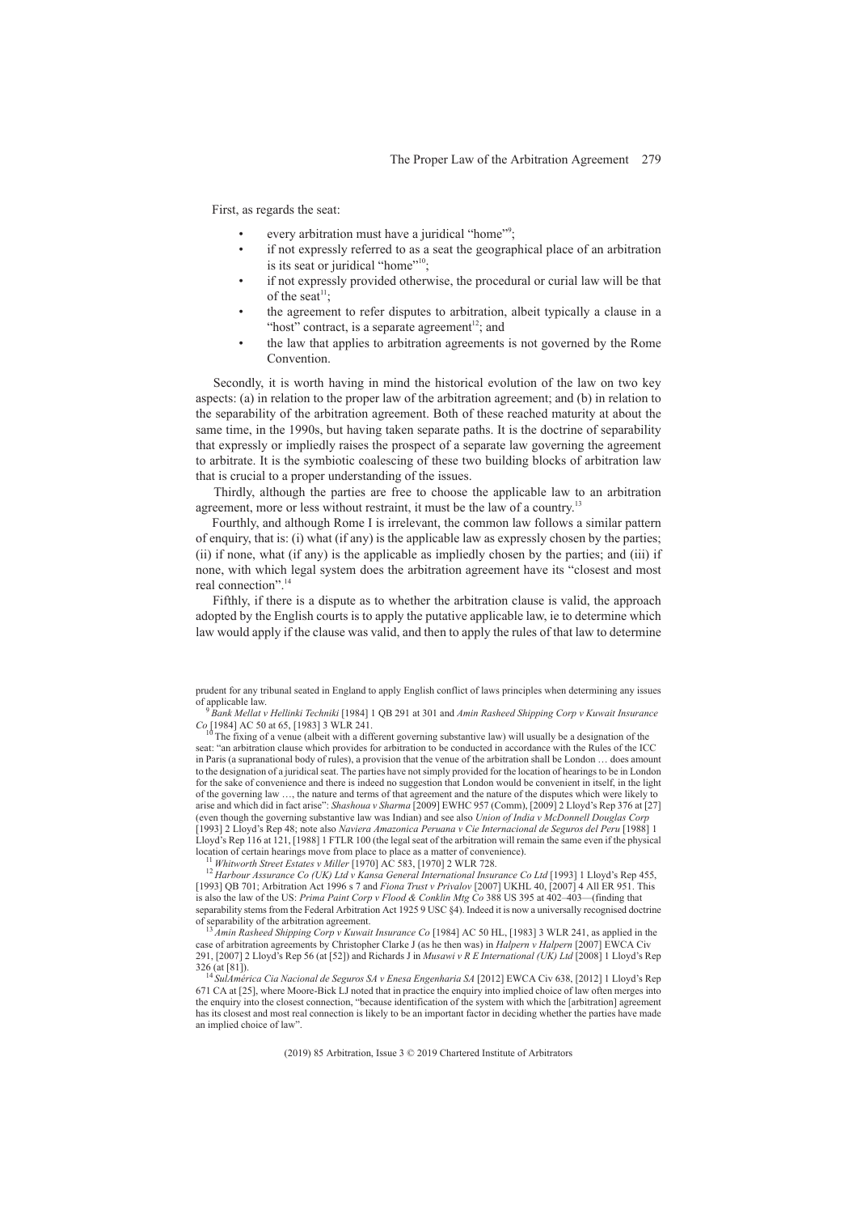First, as regards the seat:

- every arbitration must have a juridical "home"[9];
- if not expressly referred to as a seat the geographical place of an arbitration is its seat or juridical "home"[10];
- if not expressly provided otherwise, the procedural or curial law will be that of the seat[11];
- the agreement to refer disputes to arbitration, albeit typically a clause in a "host" contract, is a separate agreement[12]; and
- the law that applies to arbitration agreements is not governed by the Rome Convention.

Secondly, it is worth having in mind the historical evolution of the law on two key aspects: (a) in relation to the proper law of the arbitration agreement; and (b) in relation to the separability of the arbitration agreement. Both of these reached maturity at about the same time, in the 1990s, but having taken separate paths. It is the doctrine of separability that expressly or impliedly raises the prospect of a separate law governing the agreement to arbitrate. It is the symbiotic coalescing of these two building blocks of arbitration law that is crucial to a proper understanding of the issues.

Thirdly, although the parties are free to choose the applicable law to an arbitration agreement, more or less without restraint, it must be the law of a country.[13]

Fourthly, and although Rome I is irrelevant, the common law follows a similar pattern of enquiry, that is: (i) what (if any) is the applicable law as expressly chosen by the parties; (ii) if none, what (if any) is the applicable as impliedly chosen by the parties; and (iii) if none, with which legal system does the arbitration agreement have its "closest and most real connection".[14]

Fifthly, if there is a dispute as to whether the arbitration clause is valid, the approach adopted by the English courts is to apply the putative applicable law, ie to determine which law would apply if the clause was valid, and then to apply the rules of that law to determine

---

prudent for any tribunal seated in England to apply English conflict of laws principles when determining any issues of applicable law.

[9] *Bank Mellat v Hellinki Techniki* [1984] 1 QB 291 at 301 and *Amin Rasheed Shipping Corp v Kuwait Insurance Co* [1984] AC 50 at 65, [1983] 3 WLR 241.

[10] The fixing of a venue (albeit with a different governing substantive law) will usually be a designation of the seat: "an arbitration clause which provides for arbitration to be conducted in accordance with the Rules of the ICC in Paris (a supranational body of rules), a provision that the venue of the arbitration shall be London … does amount to the designation of a juridical seat. The parties have not simply provided for the location of hearings to be in London for the sake of convenience and there is indeed no suggestion that London would be convenient in itself, in the light of the governing law …, the nature and terms of that agreement and the nature of the disputes which were likely to arise and which did in fact arise": *Shashoua v Sharma* [2009] EWHC 957 (Comm), [2009] 2 Lloyd's Rep 376 at [27] (even though the governing substantive law was Indian) and see also *Union of India v McDonnell Douglas Corp* [1993] 2 Lloyd's Rep 48; note also *Naviera Amazonica Peruana v Cie Internacional de Seguros del Peru* [1988] 1 Lloyd's Rep 116 at 121, [1988] 1 FTLR 100 (the legal seat of the arbitration will remain the same even if the physical location of certain hearings move from place to place as a matter of convenience).

[11] *Whitworth Street Estates v Miller* [1970] AC 583, [1970] 2 WLR 728.

[12] *Harbour Assurance Co (UK) Ltd v Kansa General International Insurance Co Ltd* [1993] 1 Lloyd's Rep 455, [1993] QB 701; Arbitration Act 1996 s 7 and *Fiona Trust v Privalov* [2007] UKHL 40, [2007] 4 All ER 951. This is also the law of the US: *Prima Paint Corp v Flood & Conklin Mtg Co* 388 US 395 at 402–403—(finding that separability stems from the Federal Arbitration Act 1925 9 USC §4). Indeed it is now a universally recognised doctrine of separability of the arbitration agreement.

[13] *Amin Rasheed Shipping Corp v Kuwait Insurance Co* [1984] AC 50 HL, [1983] 3 WLR 241, as applied in the case of arbitration agreements by Christopher Clarke J (as he then was) in *Halpern v Halpern* [2007] EWCA Civ 291, [2007] 2 Lloyd's Rep 56 (at [52]) and Richards J in *Musawi v R E International (UK) Ltd* [2008] 1 Lloyd's Rep 326 (at [81]).

[14] *SulAmérica Cia Nacional de Seguros SA v Enesa Engenharia SA* [2012] EWCA Civ 638, [2012] 1 Lloyd's Rep 671 CA at [25], where Moore-Bick LJ noted that in practice the enquiry into implied choice of law often merges into the enquiry into the closest connection, "because identification of the system with which the [arbitration] agreement has its closest and most real connection is likely to be an important factor in deciding whether the parties have made an implied choice of law".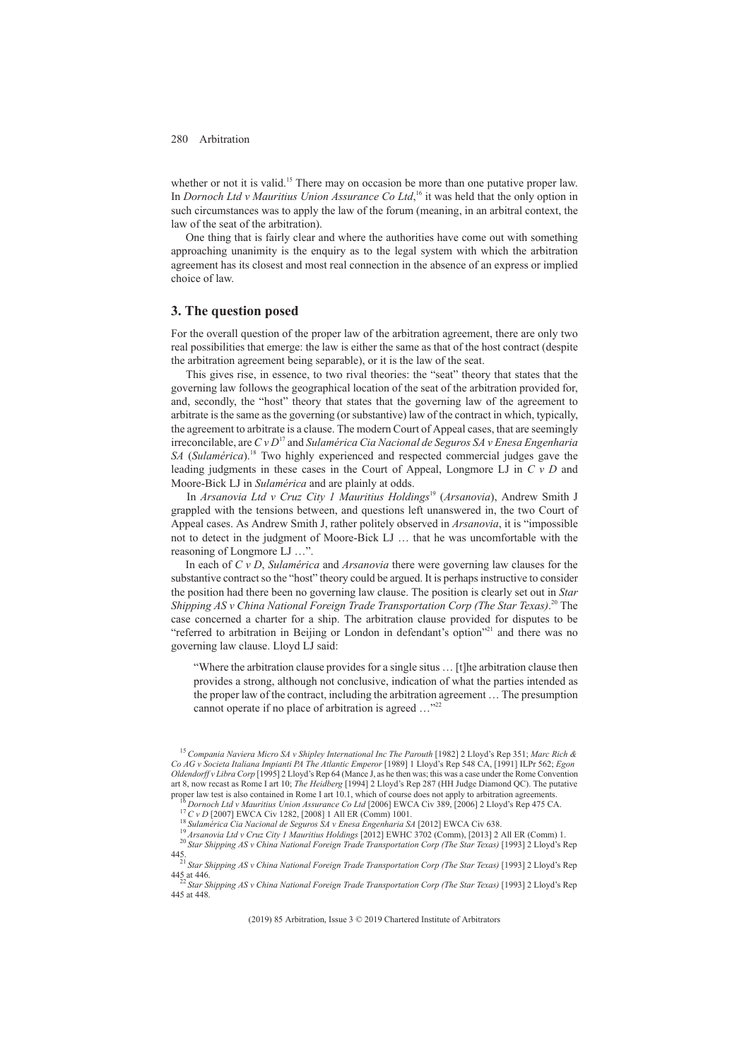whether or not it is valid.[15] There may on occasion be more than one putative proper law. In *Dornoch Ltd v Mauritius Union Assurance Co Ltd*,[16] it was held that the only option in such circumstances was to apply the law of the forum (meaning, in an arbitral context, the law of the seat of the arbitration).

One thing that is fairly clear and where the authorities have come out with something approaching unanimity is the enquiry as to the legal system with which the arbitration agreement has its closest and most real connection in the absence of an express or implied choice of law.

## 3. The question posed

For the overall question of the proper law of the arbitration agreement, there are only two real possibilities that emerge: the law is either the same as that of the host contract (despite the arbitration agreement being separable), or it is the law of the seat.

This gives rise, in essence, to two rival theories: the "seat" theory that states that the governing law follows the geographical location of the seat of the arbitration provided for, and, secondly, the "host" theory that states that the governing law of the agreement to arbitrate is the same as the governing (or substantive) law of the contract in which, typically, the agreement to arbitrate is a clause. The modern Court of Appeal cases, that are seemingly irreconcilable, are *C v D*[17] and *Sulamérica Cia Nacional de Seguros SA v Enesa Engenharia SA* (*Sulamérica*).[18] Two highly experienced and respected commercial judges gave the leading judgments in these cases in the Court of Appeal, Longmore LJ in *C v D* and Moore-Bick LJ in *Sulamérica* and are plainly at odds.

In *Arsanovia Ltd v Cruz City 1 Mauritius Holdings*[19] (*Arsanovia*), Andrew Smith J grappled with the tensions between, and questions left unanswered in, the two Court of Appeal cases. As Andrew Smith J, rather politely observed in *Arsanovia*, it is "impossible not to detect in the judgment of Moore-Bick LJ … that he was uncomfortable with the reasoning of Longmore LJ …".

In each of *C v D*, *Sulamérica* and *Arsanovia* there were governing law clauses for the substantive contract so the "host" theory could be argued. It is perhaps instructive to consider the position had there been no governing law clause. The position is clearly set out in *Star Shipping AS v China National Foreign Trade Transportation Corp (The Star Texas)*.[20] The case concerned a charter for a ship. The arbitration clause provided for disputes to be "referred to arbitration in Beijing or London in defendant's option"[21] and there was no governing law clause. Lloyd LJ said:

> "Where the arbitration clause provides for a single situs … [t]he arbitration clause then provides a strong, although not conclusive, indication of what the parties intended as the proper law of the contract, including the arbitration agreement … The presumption cannot operate if no place of arbitration is agreed …"[22]

---

[15] *Compania Naviera Micro SA v Shipley International Inc The Parouth* [1982] 2 Lloyd's Rep 351; *Marc Rich & Co AG v Societa Italiana Impianti PA The Atlantic Emperor* [1989] 1 Lloyd's Rep 548 CA, [1991] ILPr 562; *Egon Oldendorff v Libra Corp* [1995] 2 Lloyd's Rep 64 (Mance J, as he then was; this was a case under the Rome Convention art 8, now recast as Rome I art 10; *The Heidberg* [1994] 2 Lloyd's Rep 287 (HH Judge Diamond QC). The putative proper law test is also contained in Rome I art 10.1, which of course does not apply to arbitration agreements.

[16] *Dornoch Ltd v Mauritius Union Assurance Co Ltd* [2006] EWCA Civ 389, [2006] 2 Lloyd's Rep 475 CA.

[17] *C v D* [2007] EWCA Civ 1282, [2008] 1 All ER (Comm) 1001.

[18] *Sulamérica Cia Nacional de Seguros SA v Enesa Engenharia SA* [2012] EWCA Civ 638.

[19] *Arsanovia Ltd v Cruz City 1 Mauritius Holdings* [2012] EWHC 3702 (Comm), [2013] 2 All ER (Comm) 1.

[20] *Star Shipping AS v China National Foreign Trade Transportation Corp (The Star Texas)* [1993] 2 Lloyd's Rep 445.

[21] *Star Shipping AS v China National Foreign Trade Transportation Corp (The Star Texas)* [1993] 2 Lloyd's Rep 445 at 446.

[22] *Star Shipping AS v China National Foreign Trade Transportation Corp (The Star Texas)* [1993] 2 Lloyd's Rep 445 at 448.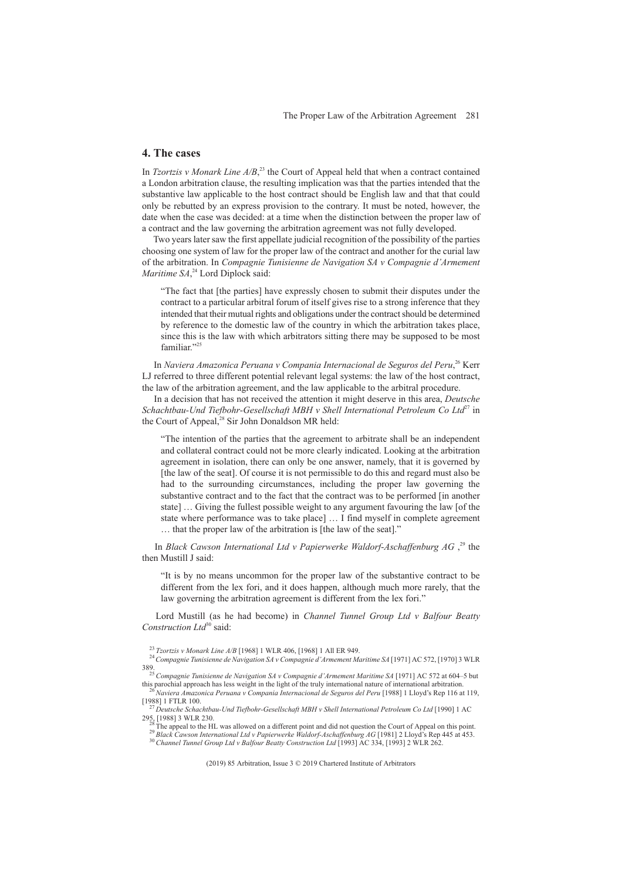## 4. The cases

In *Tzortzis v Monark Line A/B*,[23] the Court of Appeal held that when a contract contained a London arbitration clause, the resulting implication was that the parties intended that the substantive law applicable to the host contract should be English law and that that could only be rebutted by an express provision to the contrary. It must be noted, however, the date when the case was decided: at a time when the distinction between the proper law of a contract and the law governing the arbitration agreement was not fully developed.

Two years later saw the first appellate judicial recognition of the possibility of the parties choosing one system of law for the proper law of the contract and another for the curial law of the arbitration. In *Compagnie Tunisienne de Navigation SA v Compagnie d'Armement Maritime SA*,[24] Lord Diplock said:

> "The fact that [the parties] have expressly chosen to submit their disputes under the contract to a particular arbitral forum of itself gives rise to a strong inference that they intended that their mutual rights and obligations under the contract should be determined by reference to the domestic law of the country in which the arbitration takes place, since this is the law with which arbitrators sitting there may be supposed to be most familiar."[25]

In *Naviera Amazonica Peruana v Compania Internacional de Seguros del Peru*,[26] Kerr LJ referred to three different potential relevant legal systems: the law of the host contract, the law of the arbitration agreement, and the law applicable to the arbitral procedure.

In a decision that has not received the attention it might deserve in this area, *Deutsche Schachtbau-Und Tiefbohr-Gesellschaft MBH v Shell International Petroleum Co Ltd*[27] in the Court of Appeal,[28] Sir John Donaldson MR held:

> "The intention of the parties that the agreement to arbitrate shall be an independent and collateral contract could not be more clearly indicated. Looking at the arbitration agreement in isolation, there can only be one answer, namely, that it is governed by [the law of the seat]. Of course it is not permissible to do this and regard must also be had to the surrounding circumstances, including the proper law governing the substantive contract and to the fact that the contract was to be performed [in another state] … Giving the fullest possible weight to any argument favouring the law [of the state where performance was to take place] … I find myself in complete agreement … that the proper law of the arbitration is [the law of the seat]."

In *Black Cawson International Ltd v Papierwerke Waldorf-Aschaffenburg AG* ,[29] the then Mustill J said:

> "It is by no means uncommon for the proper law of the substantive contract to be different from the lex fori, and it does happen, although much more rarely, that the law governing the arbitration agreement is different from the lex fori."

Lord Mustill (as he had become) in *Channel Tunnel Group Ltd v Balfour Beatty Construction Ltd*[30] said:

---

[23] *Tzortzis v Monark Line A/B* [1968] 1 WLR 406, [1968] 1 All ER 949.

[24] *Compagnie Tunisienne de Navigation SA v Compagnie d'Armement Maritime SA* [1971] AC 572, [1970] 3 WLR 389.

[25] *Compagnie Tunisienne de Navigation SA v Compagnie d'Armement Maritime SA* [1971] AC 572 at 604–5 but this parochial approach has less weight in the light of the truly international nature of international arbitration.

[26] *Naviera Amazonica Peruana v Compania Internacional de Seguros del Peru* [1988] 1 Lloyd's Rep 116 at 119, [1988] 1 FTLR 100.

[27] *Deutsche Schachtbau-Und Tiefbohr-Gesellschaft MBH v Shell International Petroleum Co Ltd* [1990] 1 AC 295, [1988] 3 WLR 230.

[28] The appeal to the HL was allowed on a different point and did not question the Court of Appeal on this point.

[29] *Black Cawson International Ltd v Papierwerke Waldorf-Aschaffenburg AG* [1981] 2 Lloyd's Rep 445 at 453.

[30] *Channel Tunnel Group Ltd v Balfour Beatty Construction Ltd* [1993] AC 334, [1993] 2 WLR 262.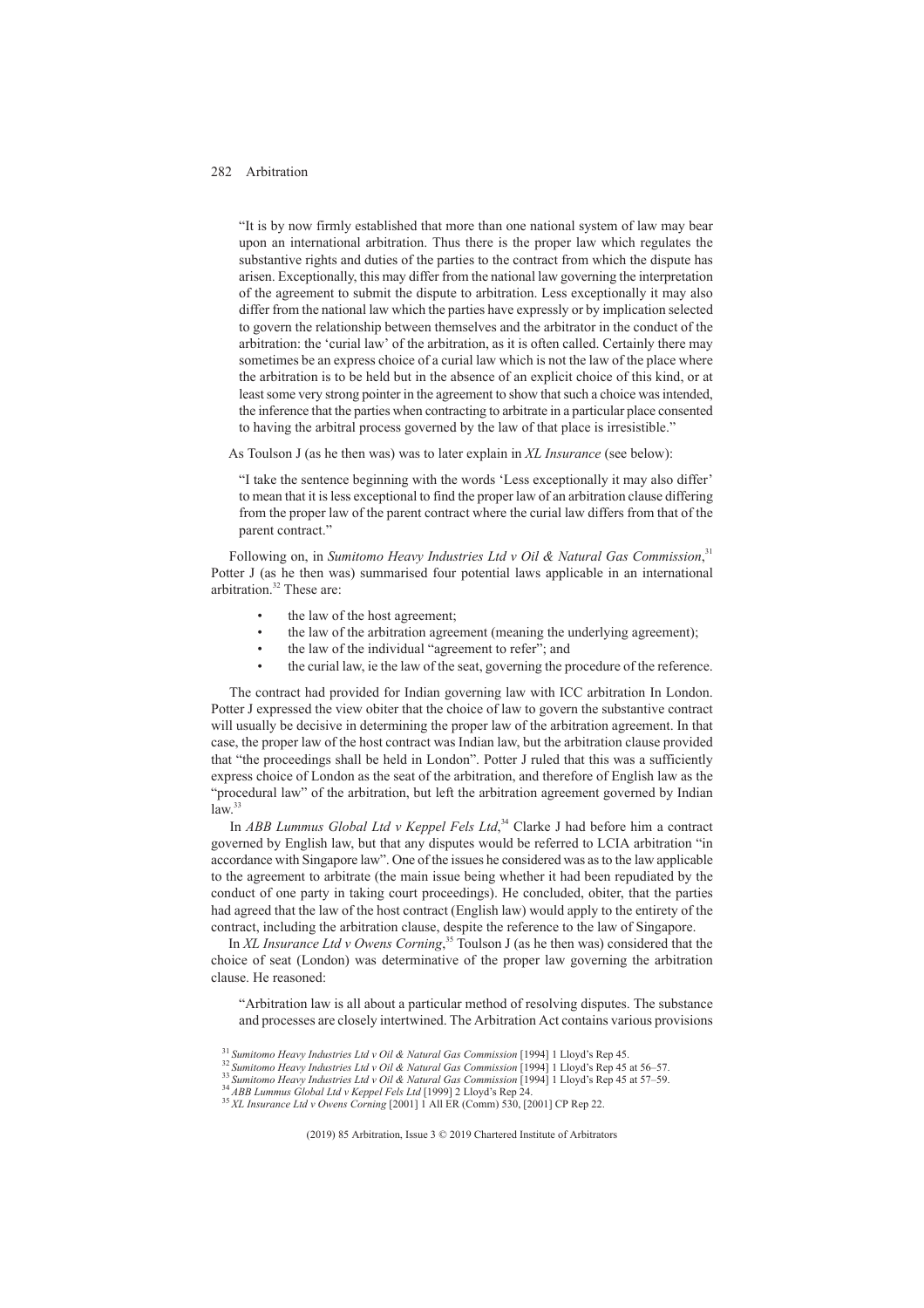> "It is by now firmly established that more than one national system of law may bear upon an international arbitration. Thus there is the proper law which regulates the substantive rights and duties of the parties to the contract from which the dispute has arisen. Exceptionally, this may differ from the national law governing the interpretation of the agreement to submit the dispute to arbitration. Less exceptionally it may also differ from the national law which the parties have expressly or by implication selected to govern the relationship between themselves and the arbitrator in the conduct of the arbitration: the 'curial law' of the arbitration, as it is often called. Certainly there may sometimes be an express choice of a curial law which is not the law of the place where the arbitration is to be held but in the absence of an explicit choice of this kind, or at least some very strong pointer in the agreement to show that such a choice was intended, the inference that the parties when contracting to arbitrate in a particular place consented to having the arbitral process governed by the law of that place is irresistible."

As Toulson J (as he then was) was to later explain in *XL Insurance* (see below):

> "I take the sentence beginning with the words 'Less exceptionally it may also differ' to mean that it is less exceptional to find the proper law of an arbitration clause differing from the proper law of the parent contract where the curial law differs from that of the parent contract."

Following on, in *Sumitomo Heavy Industries Ltd v Oil & Natural Gas Commission*,[31] Potter J (as he then was) summarised four potential laws applicable in an international arbitration.[32] These are:

- the law of the host agreement;
- the law of the arbitration agreement (meaning the underlying agreement);
- the law of the individual "agreement to refer"; and
- the curial law, ie the law of the seat, governing the procedure of the reference.

The contract had provided for Indian governing law with ICC arbitration In London. Potter J expressed the view obiter that the choice of law to govern the substantive contract will usually be decisive in determining the proper law of the arbitration agreement. In that case, the proper law of the host contract was Indian law, but the arbitration clause provided that "the proceedings shall be held in London". Potter J ruled that this was a sufficiently express choice of London as the seat of the arbitration, and therefore of English law as the "procedural law" of the arbitration, but left the arbitration agreement governed by Indian law.[33]

In *ABB Lummus Global Ltd v Keppel Fels Ltd*,[34] Clarke J had before him a contract governed by English law, but that any disputes would be referred to LCIA arbitration "in accordance with Singapore law". One of the issues he considered was as to the law applicable to the agreement to arbitrate (the main issue being whether it had been repudiated by the conduct of one party in taking court proceedings). He concluded, obiter, that the parties had agreed that the law of the host contract (English law) would apply to the entirety of the contract, including the arbitration clause, despite the reference to the law of Singapore.

In *XL Insurance Ltd v Owens Corning*,[35] Toulson J (as he then was) considered that the choice of seat (London) was determinative of the proper law governing the arbitration clause. He reasoned:

> "Arbitration law is all about a particular method of resolving disputes. The substance and processes are closely intertwined. The Arbitration Act contains various provisions

[31] *Sumitomo Heavy Industries Ltd v Oil & Natural Gas Commission* [1994] 1 Lloyd's Rep 45.
[32] *Sumitomo Heavy Industries Ltd v Oil & Natural Gas Commission* [1994] 1 Lloyd's Rep 45 at 56–57.
[33] *Sumitomo Heavy Industries Ltd v Oil & Natural Gas Commission* [1994] 1 Lloyd's Rep 45 at 57–59.
[34] *ABB Lummus Global Ltd v Keppel Fels Ltd* [1999] 2 Lloyd's Rep 24.
[35] *XL Insurance Ltd v Owens Corning* [2001] 1 All ER (Comm) 530, [2001] CP Rep 22.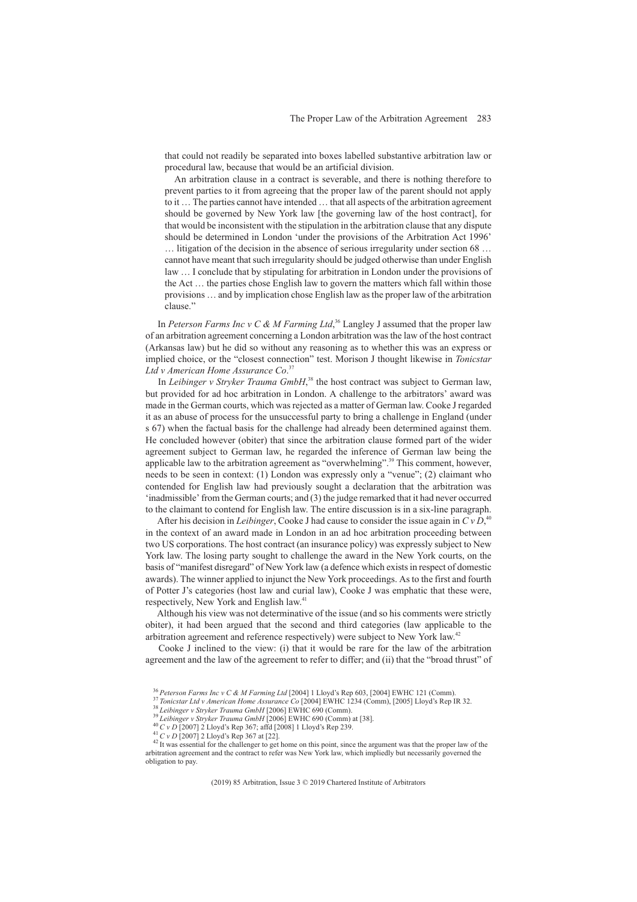that could not readily be separated into boxes labelled substantive arbitration law or procedural law, because that would be an artificial division.

An arbitration clause in a contract is severable, and there is nothing therefore to prevent parties to it from agreeing that the proper law of the parent should not apply to it … The parties cannot have intended … that all aspects of the arbitration agreement should be governed by New York law [the governing law of the host contract], for that would be inconsistent with the stipulation in the arbitration clause that any dispute should be determined in London 'under the provisions of the Arbitration Act 1996' … litigation of the decision in the absence of serious irregularity under section 68 … cannot have meant that such irregularity should be judged otherwise than under English law … I conclude that by stipulating for arbitration in London under the provisions of the Act … the parties chose English law to govern the matters which fall within those provisions … and by implication chose English law as the proper law of the arbitration clause."

In *Peterson Farms Inc v C & M Farming Ltd*,[36] Langley J assumed that the proper law of an arbitration agreement concerning a London arbitration was the law of the host contract (Arkansas law) but he did so without any reasoning as to whether this was an express or implied choice, or the "closest connection" test. Morison J thought likewise in *Tonicstar Ltd v American Home Assurance Co*.[37]

In *Leibinger v Stryker Trauma GmbH*,[38] the host contract was subject to German law, but provided for ad hoc arbitration in London. A challenge to the arbitrators' award was made in the German courts, which was rejected as a matter of German law. Cooke J regarded it as an abuse of process for the unsuccessful party to bring a challenge in England (under s 67) when the factual basis for the challenge had already been determined against them. He concluded however (obiter) that since the arbitration clause formed part of the wider agreement subject to German law, he regarded the inference of German law being the applicable law to the arbitration agreement as "overwhelming".[39] This comment, however, needs to be seen in context: (1) London was expressly only a "venue"; (2) claimant who contended for English law had previously sought a declaration that the arbitration was 'inadmissible' from the German courts; and (3) the judge remarked that it had never occurred to the claimant to contend for English law. The entire discussion is in a six-line paragraph.

After his decision in *Leibinger*, Cooke J had cause to consider the issue again in *C v D*,[40] in the context of an award made in London in an ad hoc arbitration proceeding between two US corporations. The host contract (an insurance policy) was expressly subject to New York law. The losing party sought to challenge the award in the New York courts, on the basis of "manifest disregard" of New York law (a defence which exists in respect of domestic awards). The winner applied to injunct the New York proceedings. As to the first and fourth of Potter J's categories (host law and curial law), Cooke J was emphatic that these were, respectively, New York and English law.[41]

Although his view was not determinative of the issue (and so his comments were strictly obiter), it had been argued that the second and third categories (law applicable to the arbitration agreement and reference respectively) were subject to New York law.[42]

Cooke J inclined to the view: (i) that it would be rare for the law of the arbitration agreement and the law of the agreement to refer to differ; and (ii) that the "broad thrust" of

[36] *Peterson Farms Inc v C & M Farming Ltd* [2004] 1 Lloyd's Rep 603, [2004] EWHC 121 (Comm).

[37] *Tonicstar Ltd v American Home Assurance Co* [2004] EWHC 1234 (Comm), [2005] Lloyd's Rep IR 32.

[38] *Leibinger v Stryker Trauma GmbH* [2006] EWHC 690 (Comm).

[39] *Leibinger v Stryker Trauma GmbH* [2006] EWHC 690 (Comm) at [38].

[40] *C v D* [2007] 2 Lloyd's Rep 367; affd [2008] 1 Lloyd's Rep 239.

[41] *C v D* [2007] 2 Lloyd's Rep 367 at [22].

[42] It was essential for the challenger to get home on this point, since the argument was that the proper law of the arbitration agreement and the contract to refer was New York law, which impliedly but necessarily governed the obligation to pay.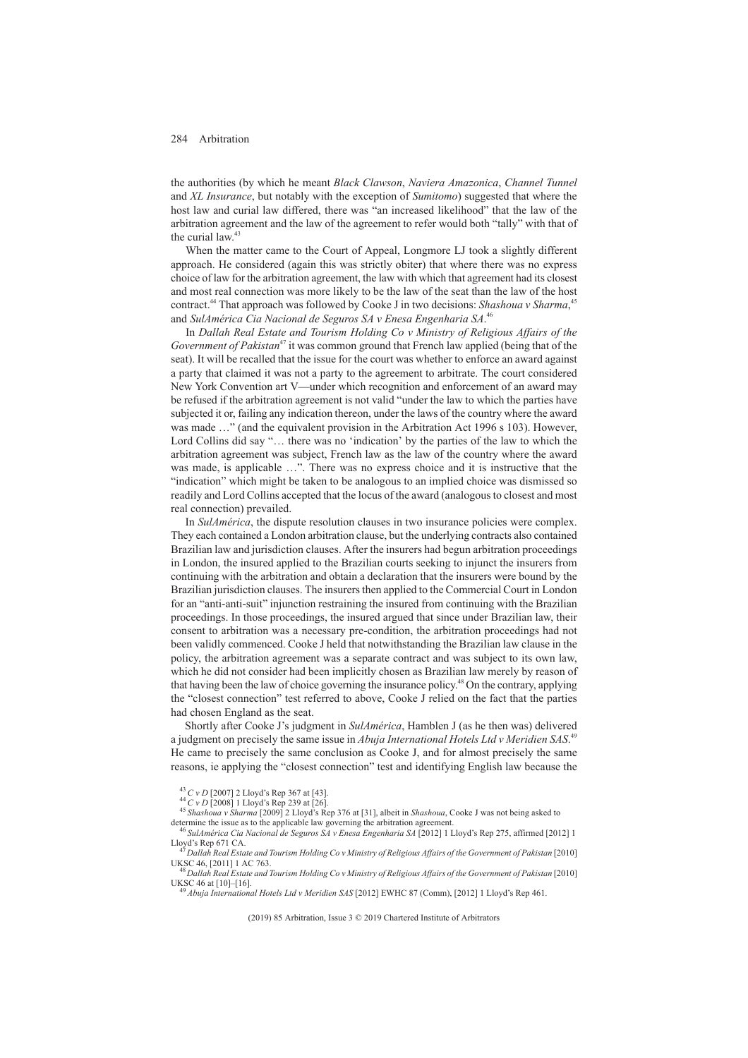the authorities (by which he meant *Black Clawson*, *Naviera Amazonica*, *Channel Tunnel* and *XL Insurance*, but notably with the exception of *Sumitomo*) suggested that where the host law and curial law differed, there was "an increased likelihood" that the law of the arbitration agreement and the law of the agreement to refer would both "tally" with that of the curial law.[43]

When the matter came to the Court of Appeal, Longmore LJ took a slightly different approach. He considered (again this was strictly obiter) that where there was no express choice of law for the arbitration agreement, the law with which that agreement had its closest and most real connection was more likely to be the law of the seat than the law of the host contract.[44] That approach was followed by Cooke J in two decisions: *Shashoua v Sharma*,[45] and *SulAmérica Cia Nacional de Seguros SA v Enesa Engenharia SA*.[46]

In *Dallah Real Estate and Tourism Holding Co v Ministry of Religious Affairs of the Government of Pakistan*[47] it was common ground that French law applied (being that of the seat). It will be recalled that the issue for the court was whether to enforce an award against a party that claimed it was not a party to the agreement to arbitrate. The court considered New York Convention art V—under which recognition and enforcement of an award may be refused if the arbitration agreement is not valid "under the law to which the parties have subjected it or, failing any indication thereon, under the laws of the country where the award was made …" (and the equivalent provision in the Arbitration Act 1996 s 103). However, Lord Collins did say "… there was no 'indication' by the parties of the law to which the arbitration agreement was subject, French law as the law of the country where the award was made, is applicable …". There was no express choice and it is instructive that the "indication" which might be taken to be analogous to an implied choice was dismissed so readily and Lord Collins accepted that the locus of the award (analogous to closest and most real connection) prevailed.

In *SulAmérica*, the dispute resolution clauses in two insurance policies were complex. They each contained a London arbitration clause, but the underlying contracts also contained Brazilian law and jurisdiction clauses. After the insurers had begun arbitration proceedings in London, the insured applied to the Brazilian courts seeking to injunct the insurers from continuing with the arbitration and obtain a declaration that the insurers were bound by the Brazilian jurisdiction clauses. The insurers then applied to the Commercial Court in London for an "anti-anti-suit" injunction restraining the insured from continuing with the Brazilian proceedings. In those proceedings, the insured argued that since under Brazilian law, their consent to arbitration was a necessary pre-condition, the arbitration proceedings had not been validly commenced. Cooke J held that notwithstanding the Brazilian law clause in the policy, the arbitration agreement was a separate contract and was subject to its own law, which he did not consider had been implicitly chosen as Brazilian law merely by reason of that having been the law of choice governing the insurance policy.[48] On the contrary, applying the "closest connection" test referred to above, Cooke J relied on the fact that the parties had chosen England as the seat.

Shortly after Cooke J's judgment in *SulAmérica*, Hamblen J (as he then was) delivered a judgment on precisely the same issue in *Abuja International Hotels Ltd v Meridien SAS*.[49] He came to precisely the same conclusion as Cooke J, and for almost precisely the same reasons, ie applying the "closest connection" test and identifying English law because the

[43] *C v D* [2007] 2 Lloyd's Rep 367 at [43].

[44] *C v D* [2008] 1 Lloyd's Rep 239 at [26].

[45] *Shashoua v Sharma* [2009] 2 Lloyd's Rep 376 at [31], albeit in *Shashoua*, Cooke J was not being asked to determine the issue as to the applicable law governing the arbitration agreement.

[46] *SulAmérica Cia Nacional de Seguros SA v Enesa Engenharia SA* [2012] 1 Lloyd's Rep 275, affirmed [2012] 1 Lloyd's Rep 671 CA.

[47] *Dallah Real Estate and Tourism Holding Co v Ministry of Religious Affairs of the Government of Pakistan* [2010] UKSC 46, [2011] 1 AC 763.

[48] *Dallah Real Estate and Tourism Holding Co v Ministry of Religious Affairs of the Government of Pakistan* [2010] UKSC 46 at [10]–[16].

[49] *Abuja International Hotels Ltd v Meridien SAS* [2012] EWHC 87 (Comm), [2012] 1 Lloyd's Rep 461.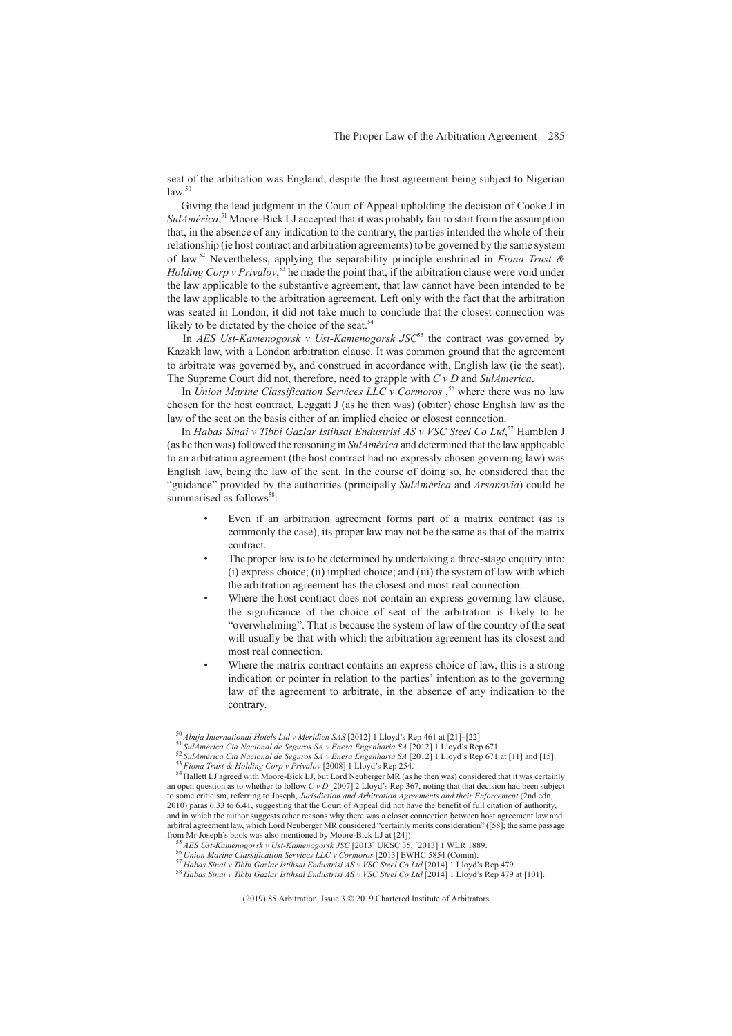seat of the arbitration was England, despite the host agreement being subject to Nigerian law.[50]

Giving the lead judgment in the Court of Appeal upholding the decision of Cooke J in *SulAmérica*,[51] Moore-Bick LJ accepted that it was probably fair to start from the assumption that, in the absence of any indication to the contrary, the parties intended the whole of their relationship (ie host contract and arbitration agreements) to be governed by the same system of law.[52] Nevertheless, applying the separability principle enshrined in *Fiona Trust & Holding Corp v Privalov*,[53] he made the point that, if the arbitration clause were void under the law applicable to the substantive agreement, that law cannot have been intended to be the law applicable to the arbitration agreement. Left only with the fact that the arbitration was seated in London, it did not take much to conclude that the closest connection was likely to be dictated by the choice of the seat.[54]

In *AES Ust-Kamenogorsk v Ust-Kamenogorsk JSC*[55] the contract was governed by Kazakh law, with a London arbitration clause. It was common ground that the agreement to arbitrate was governed by, and construed in accordance with, English law (ie the seat). The Supreme Court did not, therefore, need to grapple with *C v D* and *SulAmerica*.

In *Union Marine Classification Services LLC v Cormoros* ,[56] where there was no law chosen for the host contract, Leggatt J (as he then was) (obiter) chose English law as the law of the seat on the basis either of an implied choice or closest connection.

In *Habas Sinai v Tibbi Gazlar Istihsal Endustrisi AS v VSC Steel Co Ltd*,[57] Hamblen J (as he then was) followed the reasoning in *SulAmérica* and determined that the law applicable to an arbitration agreement (the host contract had no expressly chosen governing law) was English law, being the law of the seat. In the course of doing so, he considered that the "guidance" provided by the authorities (principally *SulAmérica* and *Arsanovia*) could be summarised as follows[58]:

- Even if an arbitration agreement forms part of a matrix contract (as is commonly the case), its proper law may not be the same as that of the matrix contract.
- The proper law is to be determined by undertaking a three-stage enquiry into: (i) express choice; (ii) implied choice; and (iii) the system of law with which the arbitration agreement has the closest and most real connection.
- Where the host contract does not contain an express governing law clause, the significance of the choice of seat of the arbitration is likely to be "overwhelming". That is because the system of law of the country of the seat will usually be that with which the arbitration agreement has its closest and most real connection.
- Where the matrix contract contains an express choice of law, this is a strong indication or pointer in relation to the parties' intention as to the governing law of the agreement to arbitrate, in the absence of any indication to the contrary.

---

[50] *Abuja International Hotels Ltd v Meridien SAS* [2012] 1 Lloyd's Rep 461 at [21]–[22]

[51] *SulAmérica Cia Nacional de Seguros SA v Enesa Engenharia SA* [2012] 1 Lloyd's Rep 671.

[52] *SulAmérica Cia Nacional de Seguros SA v Enesa Engenharia SA* [2012] 1 Lloyd's Rep 671 at [11] and [15].

[53] *Fiona Trust & Holding Corp v Privalov* [2008] 1 Lloyd's Rep 254.

[54] Hallett LJ agreed with Moore-Bick LJ, but Lord Neuberger MR (as he then was) considered that it was certainly an open question as to whether to follow *C v D* [2007] 2 Lloyd's Rep 367, noting that that decision had been subject to some criticism, referring to Joseph, *Jurisdiction and Arbitration Agreements and their Enforcement* (2nd edn, 2010) paras 6.33 to 6.41, suggesting that the Court of Appeal did not have the benefit of full citation of authority, and in which the author suggests other reasons why there was a closer connection between host agreement law and arbitral agreement law, which Lord Neuberger MR considered "certainly merits consideration" ([58]; the same passage from Mr Joseph's book was also mentioned by Moore-Bick LJ at [24]).

[55] *AES Ust-Kamenogorsk v Ust-Kamenogorsk JSC* [2013] UKSC 35, [2013] 1 WLR 1889.

[56] *Union Marine Classification Services LLC v Cormoros* [2013] EWHC 5854 (Comm).

[57] *Habas Sinai v Tibbi Gazlar Istihsal Endustrisi AS v VSC Steel Co Ltd* [2014] 1 Lloyd's Rep 479.

[58] *Habas Sinai v Tibbi Gazlar Istihsal Endustrisi AS v VSC Steel Co Ltd* [2014] 1 Lloyd's Rep 479 at [101].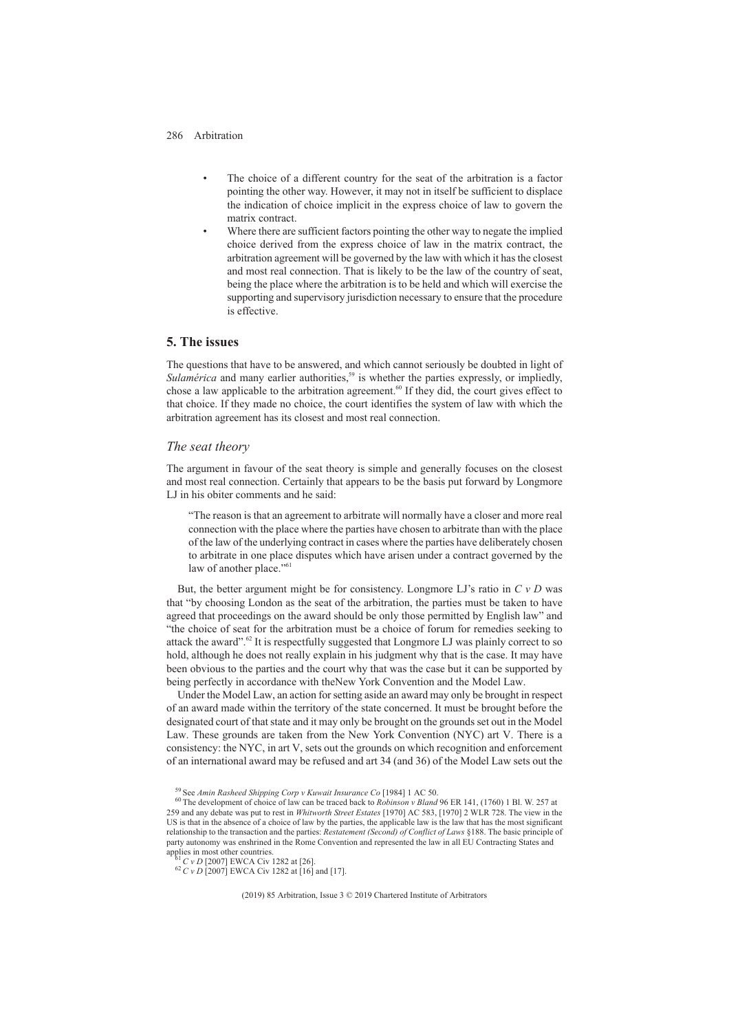- The choice of a different country for the seat of the arbitration is a factor pointing the other way. However, it may not in itself be sufficient to displace the indication of choice implicit in the express choice of law to govern the matrix contract.
- Where there are sufficient factors pointing the other way to negate the implied choice derived from the express choice of law in the matrix contract, the arbitration agreement will be governed by the law with which it has the closest and most real connection. That is likely to be the law of the country of seat, being the place where the arbitration is to be held and which will exercise the supporting and supervisory jurisdiction necessary to ensure that the procedure is effective.

## 5. The issues

The questions that have to be answered, and which cannot seriously be doubted in light of *Sulamérica* and many earlier authorities,[59] is whether the parties expressly, or impliedly, chose a law applicable to the arbitration agreement.[60] If they did, the court gives effect to that choice. If they made no choice, the court identifies the system of law with which the arbitration agreement has its closest and most real connection.

### *The seat theory*

The argument in favour of the seat theory is simple and generally focuses on the closest and most real connection. Certainly that appears to be the basis put forward by Longmore LJ in his obiter comments and he said:

> "The reason is that an agreement to arbitrate will normally have a closer and more real connection with the place where the parties have chosen to arbitrate than with the place of the law of the underlying contract in cases where the parties have deliberately chosen to arbitrate in one place disputes which have arisen under a contract governed by the law of another place."[61]

But, the better argument might be for consistency. Longmore LJ's ratio in *C v D* was that "by choosing London as the seat of the arbitration, the parties must be taken to have agreed that proceedings on the award should be only those permitted by English law" and "the choice of seat for the arbitration must be a choice of forum for remedies seeking to attack the award".[62] It is respectfully suggested that Longmore LJ was plainly correct to so hold, although he does not really explain in his judgment why that is the case. It may have been obvious to the parties and the court why that was the case but it can be supported by being perfectly in accordance with theNew York Convention and the Model Law.

Under the Model Law, an action for setting aside an award may only be brought in respect of an award made within the territory of the state concerned. It must be brought before the designated court of that state and it may only be brought on the grounds set out in the Model Law. These grounds are taken from the New York Convention (NYC) art V. There is a consistency: the NYC, in art V, sets out the grounds on which recognition and enforcement of an international award may be refused and art 34 (and 36) of the Model Law sets out the

---

[59] See *Amin Rasheed Shipping Corp v Kuwait Insurance Co* [1984] 1 AC 50.

[60] The development of choice of law can be traced back to *Robinson v Bland* 96 ER 141, (1760) 1 Bl. W. 257 at 259 and any debate was put to rest in *Whitworth Street Estates* [1970] AC 583, [1970] 2 WLR 728. The view in the US is that in the absence of a choice of law by the parties, the applicable law is the law that has the most significant relationship to the transaction and the parties: *Restatement (Second) of Conflict of Laws* §188. The basic principle of party autonomy was enshrined in the Rome Convention and represented the law in all EU Contracting States and applies in most other countries.

[61] *C v D* [2007] EWCA Civ 1282 at [26].

[62] *C v D* [2007] EWCA Civ 1282 at [16] and [17].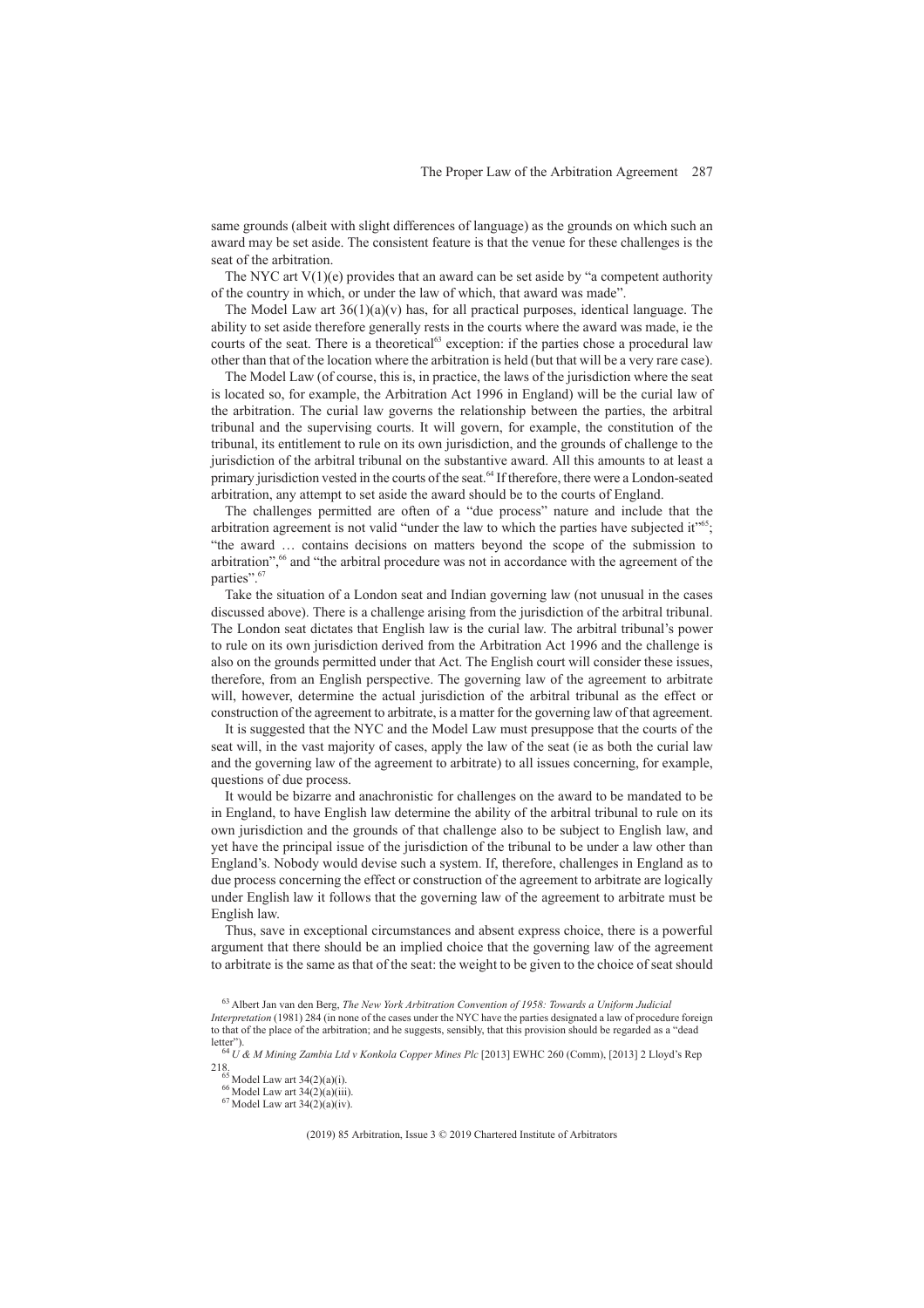same grounds (albeit with slight differences of language) as the grounds on which such an award may be set aside. The consistent feature is that the venue for these challenges is the seat of the arbitration.

The NYC art V(1)(e) provides that an award can be set aside by "a competent authority of the country in which, or under the law of which, that award was made".

The Model Law art 36(1)(a)(v) has, for all practical purposes, identical language. The ability to set aside therefore generally rests in the courts where the award was made, ie the courts of the seat. There is a theoretical[63] exception: if the parties chose a procedural law other than that of the location where the arbitration is held (but that will be a very rare case).

The Model Law (of course, this is, in practice, the laws of the jurisdiction where the seat is located so, for example, the Arbitration Act 1996 in England) will be the curial law of the arbitration. The curial law governs the relationship between the parties, the arbitral tribunal and the supervising courts. It will govern, for example, the constitution of the tribunal, its entitlement to rule on its own jurisdiction, and the grounds of challenge to the jurisdiction of the arbitral tribunal on the substantive award. All this amounts to at least a primary jurisdiction vested in the courts of the seat.[64] If therefore, there were a London-seated arbitration, any attempt to set aside the award should be to the courts of England.

The challenges permitted are often of a "due process" nature and include that the arbitration agreement is not valid "under the law to which the parties have subjected it"[65]; "the award … contains decisions on matters beyond the scope of the submission to arbitration",[66] and "the arbitral procedure was not in accordance with the agreement of the parties".[67]

Take the situation of a London seat and Indian governing law (not unusual in the cases discussed above). There is a challenge arising from the jurisdiction of the arbitral tribunal. The London seat dictates that English law is the curial law. The arbitral tribunal's power to rule on its own jurisdiction derived from the Arbitration Act 1996 and the challenge is also on the grounds permitted under that Act. The English court will consider these issues, therefore, from an English perspective. The governing law of the agreement to arbitrate will, however, determine the actual jurisdiction of the arbitral tribunal as the effect or construction of the agreement to arbitrate, is a matter for the governing law of that agreement.

It is suggested that the NYC and the Model Law must presuppose that the courts of the seat will, in the vast majority of cases, apply the law of the seat (ie as both the curial law and the governing law of the agreement to arbitrate) to all issues concerning, for example, questions of due process.

It would be bizarre and anachronistic for challenges on the award to be mandated to be in England, to have English law determine the ability of the arbitral tribunal to rule on its own jurisdiction and the grounds of that challenge also to be subject to English law, and yet have the principal issue of the jurisdiction of the tribunal to be under a law other than England's. Nobody would devise such a system. If, therefore, challenges in England as to due process concerning the effect or construction of the agreement to arbitrate are logically under English law it follows that the governing law of the agreement to arbitrate must be English law.

Thus, save in exceptional circumstances and absent express choice, there is a powerful argument that there should be an implied choice that the governing law of the agreement to arbitrate is the same as that of the seat: the weight to be given to the choice of seat should

---

[63] Albert Jan van den Berg, *The New York Arbitration Convention of 1958: Towards a Uniform Judicial Interpretation* (1981) 284 (in none of the cases under the NYC have the parties designated a law of procedure foreign to that of the place of the arbitration; and he suggests, sensibly, that this provision should be regarded as a "dead letter").

[64] *U & M Mining Zambia Ltd v Konkola Copper Mines Plc* [2013] EWHC 260 (Comm), [2013] 2 Lloyd's Rep 218.

[65] Model Law art 34(2)(a)(i).

[66] Model Law art 34(2)(a)(iii).

[67] Model Law art 34(2)(a)(iv).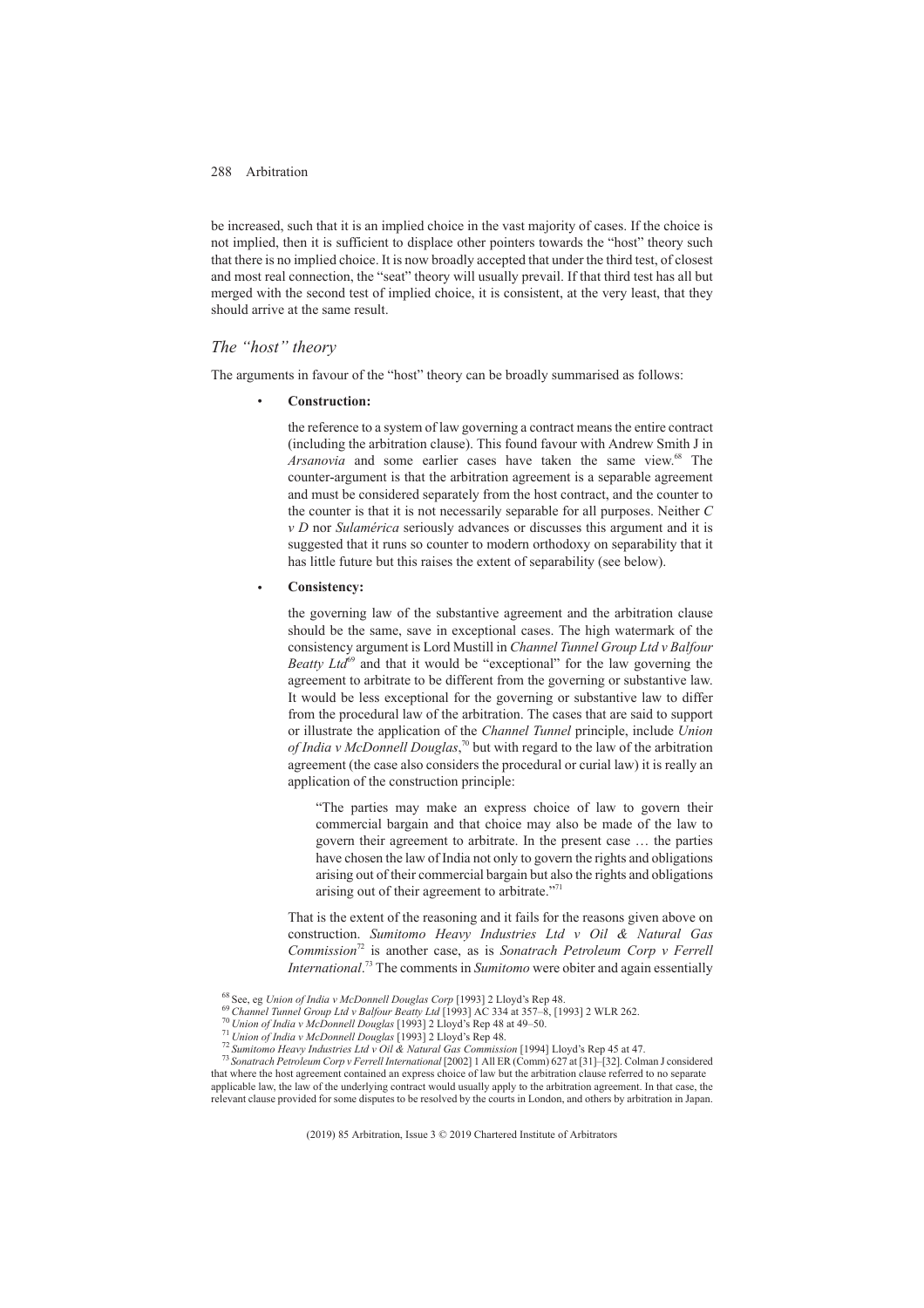be increased, such that it is an implied choice in the vast majority of cases. If the choice is not implied, then it is sufficient to displace other pointers towards the "host" theory such that there is no implied choice. It is now broadly accepted that under the third test, of closest and most real connection, the "seat" theory will usually prevail. If that third test has all but merged with the second test of implied choice, it is consistent, at the very least, that they should arrive at the same result.

## *The "host" theory*

The arguments in favour of the "host" theory can be broadly summarised as follows:

- **Construction:**

  the reference to a system of law governing a contract means the entire contract (including the arbitration clause). This found favour with Andrew Smith J in *Arsanovia* and some earlier cases have taken the same view.[68] The counter-argument is that the arbitration agreement is a separable agreement and must be considered separately from the host contract, and the counter to the counter is that it is not necessarily separable for all purposes. Neither *C v D* nor *Sulamérica* seriously advances or discusses this argument and it is suggested that it runs so counter to modern orthodoxy on separability that it has little future but this raises the extent of separability (see below).

- **Consistency:**

  the governing law of the substantive agreement and the arbitration clause should be the same, save in exceptional cases. The high watermark of the consistency argument is Lord Mustill in *Channel Tunnel Group Ltd v Balfour Beatty Ltd*[69] and that it would be "exceptional" for the law governing the agreement to arbitrate to be different from the governing or substantive law. It would be less exceptional for the governing or substantive law to differ from the procedural law of the arbitration. The cases that are said to support or illustrate the application of the *Channel Tunnel* principle, include *Union of India v McDonnell Douglas*,[70] but with regard to the law of the arbitration agreement (the case also considers the procedural or curial law) it is really an application of the construction principle:

  > "The parties may make an express choice of law to govern their commercial bargain and that choice may also be made of the law to govern their agreement to arbitrate. In the present case … the parties have chosen the law of India not only to govern the rights and obligations arising out of their commercial bargain but also the rights and obligations arising out of their agreement to arbitrate."[71]

  That is the extent of the reasoning and it fails for the reasons given above on construction. *Sumitomo Heavy Industries Ltd v Oil & Natural Gas Commission*[72] is another case, as is *Sonatrach Petroleum Corp v Ferrell International*.[73] The comments in *Sumitomo* were obiter and again essentially

---

[68] See, eg *Union of India v McDonnell Douglas Corp* [1993] 2 Lloyd's Rep 48.

[69] *Channel Tunnel Group Ltd v Balfour Beatty Ltd* [1993] AC 334 at 357–8, [1993] 2 WLR 262.

[70] *Union of India v McDonnell Douglas* [1993] 2 Lloyd's Rep 48 at 49–50.

[71] *Union of India v McDonnell Douglas* [1993] 2 Lloyd's Rep 48.

[72] *Sumitomo Heavy Industries Ltd v Oil & Natural Gas Commission* [1994] Lloyd's Rep 45 at 47.

[73] *Sonatrach Petroleum Corp v Ferrell International* [2002] 1 All ER (Comm) 627 at [31]–[32]. Colman J considered that where the host agreement contained an express choice of law but the arbitration clause referred to no separate applicable law, the law of the underlying contract would usually apply to the arbitration agreement. In that case, the relevant clause provided for some disputes to be resolved by the courts in London, and others by arbitration in Japan.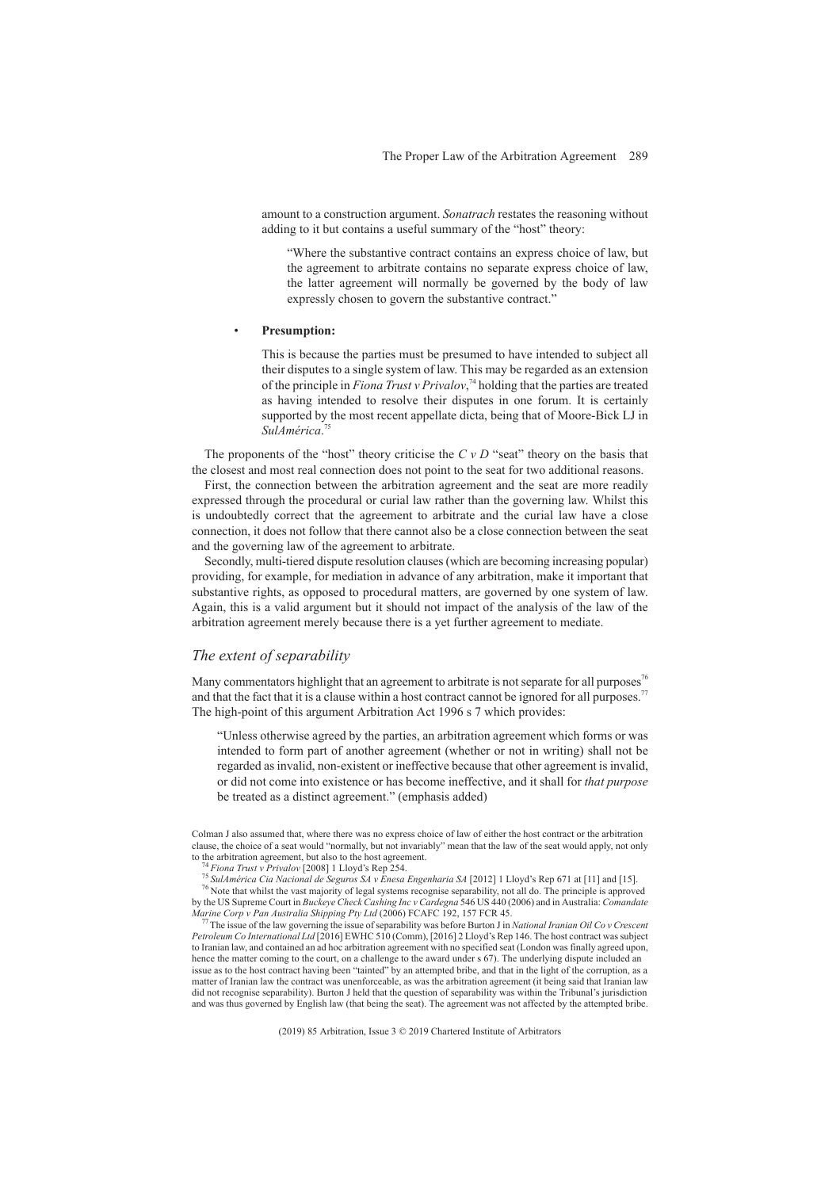amount to a construction argument. *Sonatrach* restates the reasoning without adding to it but contains a useful summary of the "host" theory:

> "Where the substantive contract contains an express choice of law, but the agreement to arbitrate contains no separate express choice of law, the latter agreement will normally be governed by the body of law expressly chosen to govern the substantive contract."

- **Presumption:**

  This is because the parties must be presumed to have intended to subject all their disputes to a single system of law. This may be regarded as an extension of the principle in *Fiona Trust v Privalov*,[74] holding that the parties are treated as having intended to resolve their disputes in one forum. It is certainly supported by the most recent appellate dicta, being that of Moore-Bick LJ in *SulAmérica*.[75]

The proponents of the "host" theory criticise the *C v D* "seat" theory on the basis that the closest and most real connection does not point to the seat for two additional reasons.

First, the connection between the arbitration agreement and the seat are more readily expressed through the procedural or curial law rather than the governing law. Whilst this is undoubtedly correct that the agreement to arbitrate and the curial law have a close connection, it does not follow that there cannot also be a close connection between the seat and the governing law of the agreement to arbitrate.

Secondly, multi-tiered dispute resolution clauses (which are becoming increasing popular) providing, for example, for mediation in advance of any arbitration, make it important that substantive rights, as opposed to procedural matters, are governed by one system of law. Again, this is a valid argument but it should not impact of the analysis of the law of the arbitration agreement merely because there is a yet further agreement to mediate.

## *The extent of separability*

Many commentators highlight that an agreement to arbitrate is not separate for all purposes[76] and that the fact that it is a clause within a host contract cannot be ignored for all purposes.[77] The high-point of this argument Arbitration Act 1996 s 7 which provides:

> "Unless otherwise agreed by the parties, an arbitration agreement which forms or was intended to form part of another agreement (whether or not in writing) shall not be regarded as invalid, non-existent or ineffective because that other agreement is invalid, or did not come into existence or has become ineffective, and it shall for *that purpose* be treated as a distinct agreement." (emphasis added)

Colman J also assumed that, where there was no express choice of law of either the host contract or the arbitration clause, the choice of a seat would "normally, but not invariably" mean that the law of the seat would apply, not only to the arbitration agreement, but also to the host agreement.

[74] *Fiona Trust v Privalov* [2008] 1 Lloyd's Rep 254.

[75] *SulAmérica Cia Nacional de Seguros SA v Enesa Engenharia SA* [2012] 1 Lloyd's Rep 671 at [11] and [15].

[76] Note that whilst the vast majority of legal systems recognise separability, not all do. The principle is approved by the US Supreme Court in *Buckeye Check Cashing Inc v Cardegna* 546 US 440 (2006) and in Australia: *Comandate Marine Corp v Pan Australia Shipping Pty Ltd* (2006) FCAFC 192, 157 FCR 45.

[77] The issue of the law governing the issue of separability was before Burton J in *National Iranian Oil Co v Crescent Petroleum Co International Ltd* [2016] EWHC 510 (Comm), [2016] 2 Lloyd's Rep 146. The host contract was subject to Iranian law, and contained an ad hoc arbitration agreement with no specified seat (London was finally agreed upon, hence the matter coming to the court, on a challenge to the award under s 67). The underlying dispute included an issue as to the host contract having been "tainted" by an attempted bribe, and that in the light of the corruption, as a matter of Iranian law the contract was unenforceable, as was the arbitration agreement (it being said that Iranian law did not recognise separability). Burton J held that the question of separability was within the Tribunal's jurisdiction and was thus governed by English law (that being the seat). The agreement was not affected by the attempted bribe.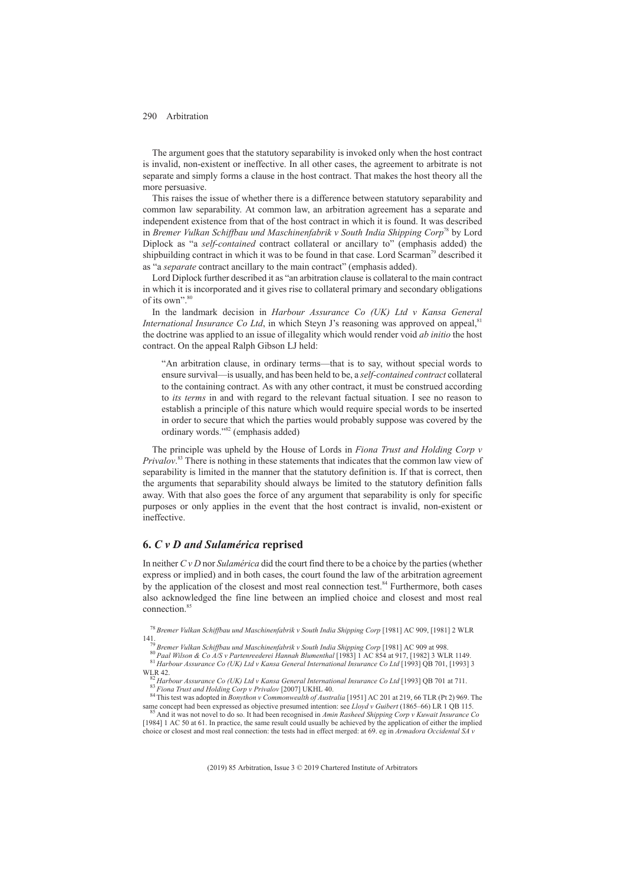The argument goes that the statutory separability is invoked only when the host contract is invalid, non-existent or ineffective. In all other cases, the agreement to arbitrate is not separate and simply forms a clause in the host contract. That makes the host theory all the more persuasive.

This raises the issue of whether there is a difference between statutory separability and common law separability. At common law, an arbitration agreement has a separate and independent existence from that of the host contract in which it is found. It was described in *Bremer Vulkan Schiffbau und Maschinenfabrik v South India Shipping Corp*[78] by Lord Diplock as "a *self-contained* contract collateral or ancillary to" (emphasis added) the shipbuilding contract in which it was to be found in that case. Lord Scarman[79] described it as "a *separate* contract ancillary to the main contract" (emphasis added).

Lord Diplock further described it as "an arbitration clause is collateral to the main contract in which it is incorporated and it gives rise to collateral primary and secondary obligations of its own".[80]

In the landmark decision in *Harbour Assurance Co (UK) Ltd v Kansa General International Insurance Co Ltd*, in which Steyn J's reasoning was approved on appeal,[81] the doctrine was applied to an issue of illegality which would render void *ab initio* the host contract. On the appeal Ralph Gibson LJ held:

> "An arbitration clause, in ordinary terms—that is to say, without special words to ensure survival—is usually, and has been held to be, a *self-contained contract* collateral to the containing contract. As with any other contract, it must be construed according to *its terms* in and with regard to the relevant factual situation. I see no reason to establish a principle of this nature which would require special words to be inserted in order to secure that which the parties would probably suppose was covered by the ordinary words."[82] (emphasis added)

The principle was upheld by the House of Lords in *Fiona Trust and Holding Corp v Privalov*.[83] There is nothing in these statements that indicates that the common law view of separability is limited in the manner that the statutory definition is. If that is correct, then the arguments that separability should always be limited to the statutory definition falls away. With that also goes the force of any argument that separability is only for specific purposes or only applies in the event that the host contract is invalid, non-existent or ineffective.

## 6. *C v D and Sulamérica* reprised

In neither *C v D* nor *Sulamérica* did the court find there to be a choice by the parties (whether express or implied) and in both cases, the court found the law of the arbitration agreement by the application of the closest and most real connection test.[84] Furthermore, both cases also acknowledged the fine line between an implied choice and closest and most real connection.[85]

---

[78] *Bremer Vulkan Schiffbau und Maschinenfabrik v South India Shipping Corp* [1981] AC 909, [1981] 2 WLR 141.

[79] *Bremer Vulkan Schiffbau und Maschinenfabrik v South India Shipping Corp* [1981] AC 909 at 998.

[80] *Paal Wilson & Co A/S v Partenreederei Hannah Blumenthal* [1983] 1 AC 854 at 917, [1982] 3 WLR 1149.

[81] *Harbour Assurance Co (UK) Ltd v Kansa General International Insurance Co Ltd* [1993] QB 701, [1993] 3 WLR 42.

[82] *Harbour Assurance Co (UK) Ltd v Kansa General International Insurance Co Ltd* [1993] QB 701 at 711.

[83] *Fiona Trust and Holding Corp v Privalov* [2007] UKHL 40.

[84] This test was adopted in *Bonython v Commonwealth of Australia* [1951] AC 201 at 219, 66 TLR (Pt 2) 969. The same concept had been expressed as objective presumed intention: see *Lloyd v Guibert* (1865–66) LR 1 QB 115.

[85] And it was not novel to do so. It had been recognised in *Amin Rasheed Shipping Corp v Kuwait Insurance Co* [1984] 1 AC 50 at 61. In practice, the same result could usually be achieved by the application of either the implied choice or closest and most real connection: the tests had in effect merged: at 69. eg in *Armadora Occidental SA v*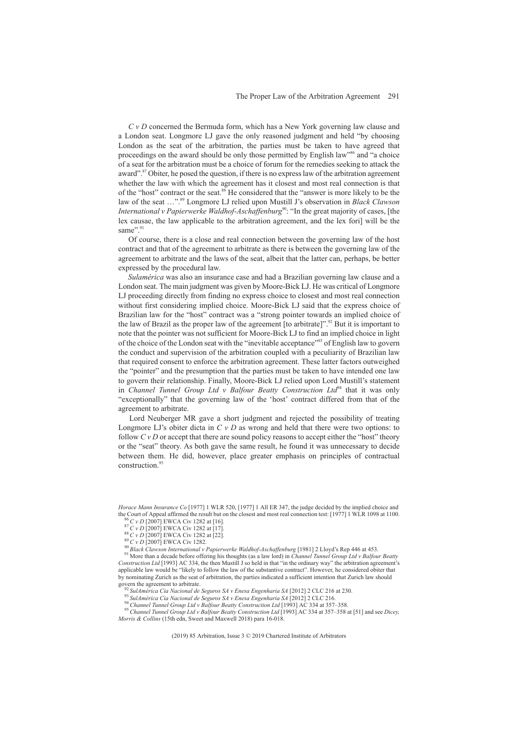*C v D* concerned the Bermuda form, which has a New York governing law clause and a London seat. Longmore LJ gave the only reasoned judgment and held "by choosing London as the seat of the arbitration, the parties must be taken to have agreed that proceedings on the award should be only those permitted by English law"[86] and "a choice of a seat for the arbitration must be a choice of forum for the remedies seeking to attack the award".[87] Obiter, he posed the question, if there is no express law of the arbitration agreement whether the law with which the agreement has it closest and most real connection is that of the "host" contract or the seat.[88] He considered that the "answer is more likely to be the law of the seat …".[89] Longmore LJ relied upon Mustill J's observation in *Black Clawson International v Papierwerke Waldhof-Aschaffenburg*[90]: "In the great majority of cases, [the lex causae, the law applicable to the arbitration agreement, and the lex fori] will be the same".[91]

Of course, there is a close and real connection between the governing law of the host contract and that of the agreement to arbitrate as there is between the governing law of the agreement to arbitrate and the laws of the seat, albeit that the latter can, perhaps, be better expressed by the procedural law.

*Sulamérica* was also an insurance case and had a Brazilian governing law clause and a London seat. The main judgment was given by Moore-Bick LJ. He was critical of Longmore LJ proceeding directly from finding no express choice to closest and most real connection without first considering implied choice. Moore-Bick LJ said that the express choice of Brazilian law for the "host" contract was a "strong pointer towards an implied choice of the law of Brazil as the proper law of the agreement [to arbitrate]".[92] But it is important to note that the pointer was not sufficient for Moore-Bick LJ to find an implied choice in light of the choice of the London seat with the "inevitable acceptance"[93] of English law to govern the conduct and supervision of the arbitration coupled with a peculiarity of Brazilian law that required consent to enforce the arbitration agreement. These latter factors outweighed the "pointer" and the presumption that the parties must be taken to have intended one law to govern their relationship. Finally, Moore-Bick LJ relied upon Lord Mustill's statement in *Channel Tunnel Group Ltd v Balfour Beatty Construction Ltd*[94] that it was only "exceptionally" that the governing law of the 'host' contract differed from that of the agreement to arbitrate.

Lord Neuberger MR gave a short judgment and rejected the possibility of treating Longmore LJ's obiter dicta in *C v D* as wrong and held that there were two options: to follow *C v D* or accept that there are sound policy reasons to accept either the "host" theory or the "seat" theory. As both gave the same result, he found it was unnecessary to decide between them. He did, however, place greater emphasis on principles of contractual construction.[95]

---

*Horace Mann Insurance Co* [1977] 1 WLR 520, [1977] 1 All ER 347, the judge decided by the implied choice and the Court of Appeal affirmed the result but on the closest and most real connection test: [1977] 1 WLR 1098 at 1100.

[86] *C v D* [2007] EWCA Civ 1282 at [16].

[87] *C v D* [2007] EWCA Civ 1282 at [17].

[88] *C v D* [2007] EWCA Civ 1282 at [22].

[89] *C v D* [2007] EWCA Civ 1282.

[90] *Black Clawson International v Papierwerke Waldhof-Aschaffenburg* [1981] 2 Lloyd's Rep 446 at 453.

[91] More than a decade before offering his thoughts (as a law lord) in *Channel Tunnel Group Ltd v Balfour Beatty Construction Ltd* [1993] AC 334, the then Mustill J so held in that "in the ordinary way" the arbitration agreement's applicable law would be "likely to follow the law of the substantive contract". However, he considered obiter that by nominating Zurich as the seat of arbitration, the parties indicated a sufficient intention that Zurich law should govern the agreement to arbitrate.

[92] *SulAmérica Cia Nacional de Seguros SA v Enesa Engenharia SA* [2012] 2 CLC 216 at 230.

[93] *SulAmérica Cia Nacional de Seguros SA v Enesa Engenharia SA* [2012] 2 CLC 216.

[94] *Channel Tunnel Group Ltd v Balfour Beatty Construction Ltd* [1993] AC 334 at 357–358.

[95] *Channel Tunnel Group Ltd v Balfour Beatty Construction Ltd* [1993] AC 334 at 357–358 at [51] and see *Dicey, Morris & Collins* (15th edn, Sweet and Maxwell 2018) para 16-018.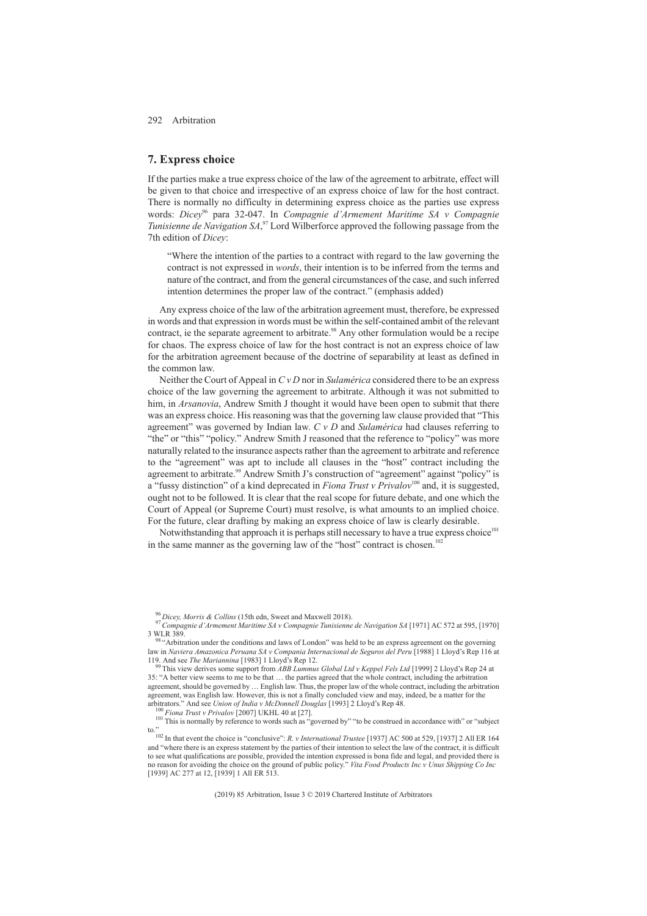## 7. Express choice

If the parties make a true express choice of the law of the agreement to arbitrate, effect will be given to that choice and irrespective of an express choice of law for the host contract. There is normally no difficulty in determining express choice as the parties use express words: *Dicey*[96] para 32-047. In *Compagnie d'Armement Maritime SA v Compagnie Tunisienne de Navigation SA*,[97] Lord Wilberforce approved the following passage from the 7th edition of *Dicey*:

> "Where the intention of the parties to a contract with regard to the law governing the contract is not expressed in *words*, their intention is to be inferred from the terms and nature of the contract, and from the general circumstances of the case, and such inferred intention determines the proper law of the contract." (emphasis added)

Any express choice of the law of the arbitration agreement must, therefore, be expressed in words and that expression in words must be within the self-contained ambit of the relevant contract, ie the separate agreement to arbitrate.[98] Any other formulation would be a recipe for chaos. The express choice of law for the host contract is not an express choice of law for the arbitration agreement because of the doctrine of separability at least as defined in the common law.

Neither the Court of Appeal in *C v D* nor in *Sulamérica* considered there to be an express choice of the law governing the agreement to arbitrate. Although it was not submitted to him, in *Arsanovia*, Andrew Smith J thought it would have been open to submit that there was an express choice. His reasoning was that the governing law clause provided that "This agreement" was governed by Indian law. *C v D* and *Sulamérica* had clauses referring to "the" or "this" "policy." Andrew Smith J reasoned that the reference to "policy" was more naturally related to the insurance aspects rather than the agreement to arbitrate and reference to the "agreement" was apt to include all clauses in the "host" contract including the agreement to arbitrate.[99] Andrew Smith J's construction of "agreement" against "policy" is a "fussy distinction" of a kind deprecated in *Fiona Trust v Privalov*[100] and, it is suggested, ought not to be followed. It is clear that the real scope for future debate, and one which the Court of Appeal (or Supreme Court) must resolve, is what amounts to an implied choice. For the future, clear drafting by making an express choice of law is clearly desirable.

Notwithstanding that approach it is perhaps still necessary to have a true express choice[101] in the same manner as the governing law of the "host" contract is chosen.[102]

---

[96] *Dicey, Morris & Collins* (15th edn, Sweet and Maxwell 2018).

[97] *Compagnie d'Armement Maritime SA v Compagnie Tunisienne de Navigation SA* [1971] AC 572 at 595, [1970] 3 WLR 389.

[98] "Arbitration under the conditions and laws of London" was held to be an express agreement on the governing law in *Naviera Amazonica Peruana SA v Compania Internacional de Seguros del Peru* [1988] 1 Lloyd's Rep 116 at 119. And see *The Mariannina* [1983] 1 Lloyd's Rep 12.

[99] This view derives some support from *ABB Lummus Global Ltd v Keppel Fels Ltd* [1999] 2 Lloyd's Rep 24 at 35: "A better view seems to me to be that … the parties agreed that the whole contract, including the arbitration agreement, should be governed by … English law. Thus, the proper law of the whole contract, including the arbitration agreement, was English law. However, this is not a finally concluded view and may, indeed, be a matter for the arbitrators." And see *Union of India v McDonnell Douglas* [1993] 2 Lloyd's Rep 48.

[100] *Fiona Trust v Privalov* [2007] UKHL 40 at [27].

[101] This is normally by reference to words such as "governed by" "to be construed in accordance with" or "subject to."

[102] In that event the choice is "conclusive": *R. v International Trustee* [1937] AC 500 at 529, [1937] 2 All ER 164 and "where there is an express statement by the parties of their intention to select the law of the contract, it is difficult to see what qualifications are possible, provided the intention expressed is bona fide and legal, and provided there is no reason for avoiding the choice on the ground of public policy." *Vita Food Products Inc v Unus Shipping Co Inc* [1939] AC 277 at 12, [1939] 1 All ER 513.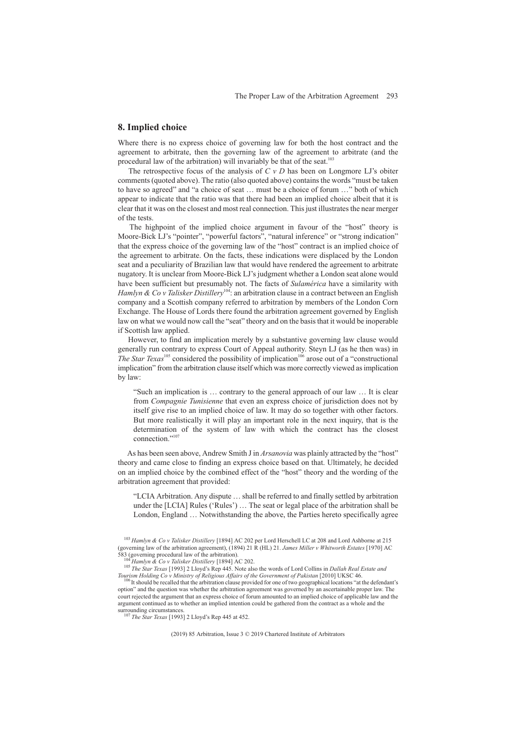## 8. Implied choice

Where there is no express choice of governing law for both the host contract and the agreement to arbitrate, then the governing law of the agreement to arbitrate (and the procedural law of the arbitration) will invariably be that of the seat.[103]

The retrospective focus of the analysis of *C v D* has been on Longmore LJ's obiter comments (quoted above). The ratio (also quoted above) contains the words "must be taken to have so agreed" and "a choice of seat … must be a choice of forum …" both of which appear to indicate that the ratio was that there had been an implied choice albeit that it is clear that it was on the closest and most real connection. This just illustrates the near merger of the tests.

The highpoint of the implied choice argument in favour of the "host" theory is Moore-Bick LJ's "pointer", "powerful factors", "natural inference" or "strong indication" that the express choice of the governing law of the "host" contract is an implied choice of the agreement to arbitrate. On the facts, these indications were displaced by the London seat and a peculiarity of Brazilian law that would have rendered the agreement to arbitrate nugatory. It is unclear from Moore-Bick LJ's judgment whether a London seat alone would have been sufficient but presumably not. The facts of *Sulamérica* have a similarity with *Hamlyn & Co v Talisker Distillery*[104]: an arbitration clause in a contract between an English company and a Scottish company referred to arbitration by members of the London Corn Exchange. The House of Lords there found the arbitration agreement governed by English law on what we would now call the "seat" theory and on the basis that it would be inoperable if Scottish law applied.

However, to find an implication merely by a substantive governing law clause would generally run contrary to express Court of Appeal authority. Steyn LJ (as he then was) in *The Star Texas*[105] considered the possibility of implication[106] arose out of a "constructional implication" from the arbitration clause itself which was more correctly viewed as implication by law:

> "Such an implication is … contrary to the general approach of our law … It is clear from *Compagnie Tunisienne* that even an express choice of jurisdiction does not by itself give rise to an implied choice of law. It may do so together with other factors. But more realistically it will play an important role in the next inquiry, that is the determination of the system of law with which the contract has the closest connection."[107]

As has been seen above, Andrew Smith J in *Arsanovia* was plainly attracted by the "host" theory and came close to finding an express choice based on that. Ultimately, he decided on an implied choice by the combined effect of the "host" theory and the wording of the arbitration agreement that provided:

> "LCIA Arbitration. Any dispute … shall be referred to and finally settled by arbitration under the [LCIA] Rules ('Rules') … The seat or legal place of the arbitration shall be London, England … Notwithstanding the above, the Parties hereto specifically agree

---

[103] *Hamlyn & Co v Talisker Distillery* [1894] AC 202 per Lord Herschell LC at 208 and Lord Ashborne at 215 (governing law of the arbitration agreement), (1894) 21 R (HL) 21. *James Miller v Whitworth Estates* [1970] AC 583 (governing procedural law of the arbitration).

[104] *Hamlyn & Co v Talisker Distillery* [1894] AC 202.

[105] *The Star Texas* [1993] 2 Lloyd's Rep 445. Note also the words of Lord Collins in *Dallah Real Estate and Tourism Holding Co v Ministry of Religious Affairs of the Government of Pakistan* [2010] UKSC 46.

[106] It should be recalled that the arbitration clause provided for one of two geographical locations "at the defendant's option" and the question was whether the arbitration agreement was governed by an ascertainable proper law. The court rejected the argument that an express choice of forum amounted to an implied choice of applicable law and the argument continued as to whether an implied intention could be gathered from the contract as a whole and the surrounding circumstances.

[107] *The Star Texas* [1993] 2 Lloyd's Rep 445 at 452.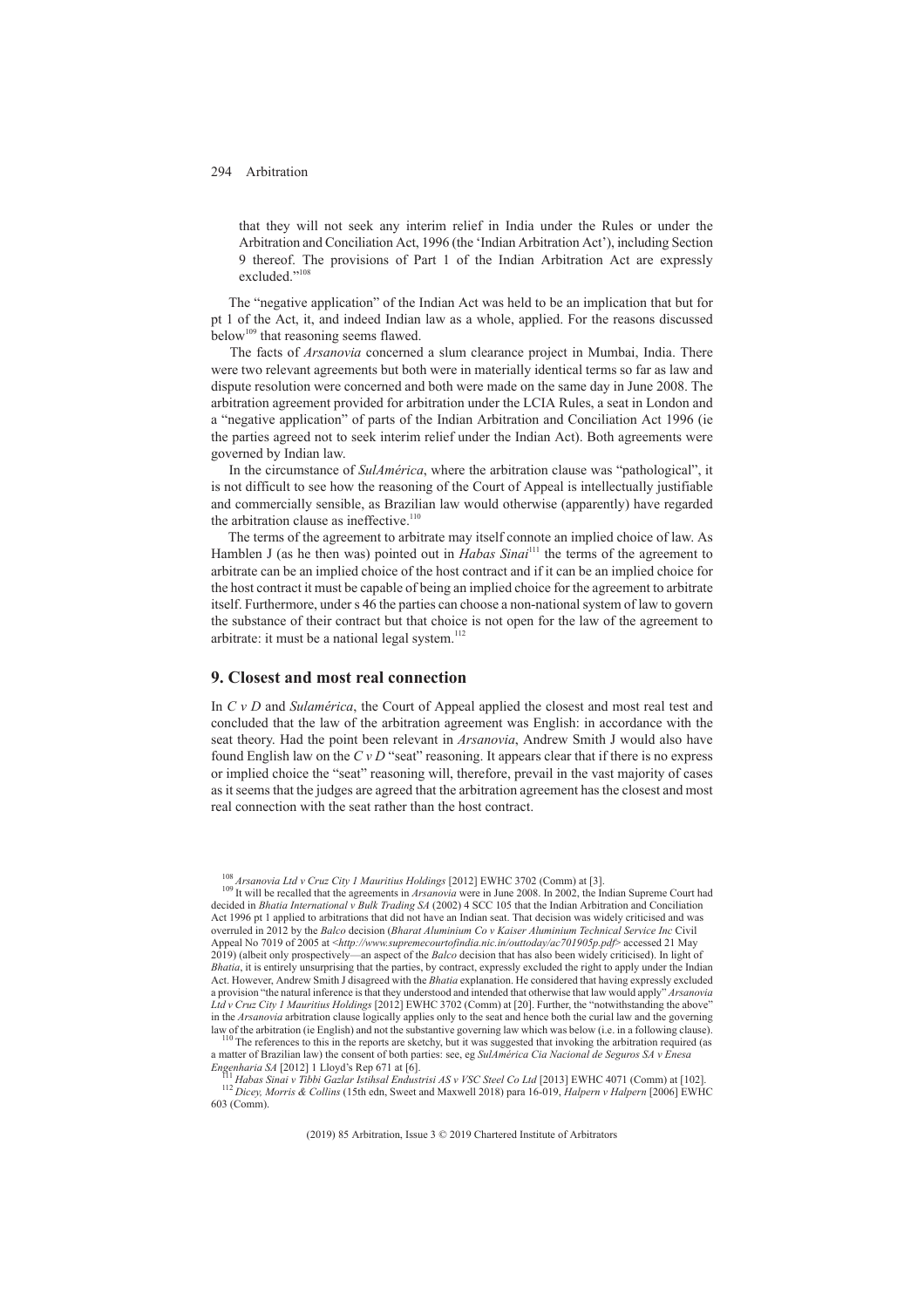that they will not seek any interim relief in India under the Rules or under the Arbitration and Conciliation Act, 1996 (the 'Indian Arbitration Act'), including Section 9 thereof. The provisions of Part 1 of the Indian Arbitration Act are expressly excluded."[108]

The "negative application" of the Indian Act was held to be an implication that but for pt 1 of the Act, it, and indeed Indian law as a whole, applied. For the reasons discussed below[109] that reasoning seems flawed.

The facts of *Arsanovia* concerned a slum clearance project in Mumbai, India. There were two relevant agreements but both were in materially identical terms so far as law and dispute resolution were concerned and both were made on the same day in June 2008. The arbitration agreement provided for arbitration under the LCIA Rules, a seat in London and a "negative application" of parts of the Indian Arbitration and Conciliation Act 1996 (ie the parties agreed not to seek interim relief under the Indian Act). Both agreements were governed by Indian law.

In the circumstance of *SulAmérica*, where the arbitration clause was "pathological", it is not difficult to see how the reasoning of the Court of Appeal is intellectually justifiable and commercially sensible, as Brazilian law would otherwise (apparently) have regarded the arbitration clause as ineffective.[110]

The terms of the agreement to arbitrate may itself connote an implied choice of law. As Hamblen J (as he then was) pointed out in *Habas Sinai*[111] the terms of the agreement to arbitrate can be an implied choice of the host contract and if it can be an implied choice for the host contract it must be capable of being an implied choice for the agreement to arbitrate itself. Furthermore, under s 46 the parties can choose a non-national system of law to govern the substance of their contract but that choice is not open for the law of the agreement to arbitrate: it must be a national legal system.[112]

## 9. Closest and most real connection

In *C v D* and *Sulamérica*, the Court of Appeal applied the closest and most real test and concluded that the law of the arbitration agreement was English: in accordance with the seat theory. Had the point been relevant in *Arsanovia*, Andrew Smith J would also have found English law on the *C v D* "seat" reasoning. It appears clear that if there is no express or implied choice the "seat" reasoning will, therefore, prevail in the vast majority of cases as it seems that the judges are agreed that the arbitration agreement has the closest and most real connection with the seat rather than the host contract.

---

[108] *Arsanovia Ltd v Cruz City 1 Mauritius Holdings* [2012] EWHC 3702 (Comm) at [3].

[109] It will be recalled that the agreements in *Arsanovia* were in June 2008. In 2002, the Indian Supreme Court had decided in *Bhatia International v Bulk Trading SA* (2002) 4 SCC 105 that the Indian Arbitration and Conciliation Act 1996 pt 1 applied to arbitrations that did not have an Indian seat. That decision was widely criticised and was overruled in 2012 by the *Balco* decision (*Bharat Aluminium Co v Kaiser Aluminium Technical Service Inc* Civil Appeal No 7019 of 2005 at <*http://www.supremecourtofindia.nic.in/outtoday/ac701905p.pdf*> accessed 21 May 2019) (albeit only prospectively—an aspect of the *Balco* decision that has also been widely criticised). In light of *Bhatia*, it is entirely unsurprising that the parties, by contract, expressly excluded the right to apply under the Indian Act. However, Andrew Smith J disagreed with the *Bhatia* explanation. He considered that having expressly excluded a provision "the natural inference is that they understood and intended that otherwise that law would apply" *Arsanovia Ltd v Cruz City 1 Mauritius Holdings* [2012] EWHC 3702 (Comm) at [20]. Further, the "notwithstanding the above" in the *Arsanovia* arbitration clause logically applies only to the seat and hence both the curial law and the governing law of the arbitration (ie English) and not the substantive governing law which was below (i.e. in a following clause).

[110] The references to this in the reports are sketchy, but it was suggested that invoking the arbitration required (as a matter of Brazilian law) the consent of both parties: see, eg *SulAmérica Cia Nacional de Seguros SA v Enesa Engenharia SA* [2012] 1 Lloyd's Rep 671 at [6].

[111] *Habas Sinai v Tibbi Gazlar Istihsal Endustrisi AS v VSC Steel Co Ltd* [2013] EWHC 4071 (Comm) at [102].

[112] *Dicey, Morris & Collins* (15th edn, Sweet and Maxwell 2018) para 16-019, *Halpern v Halpern* [2006] EWHC 603 (Comm).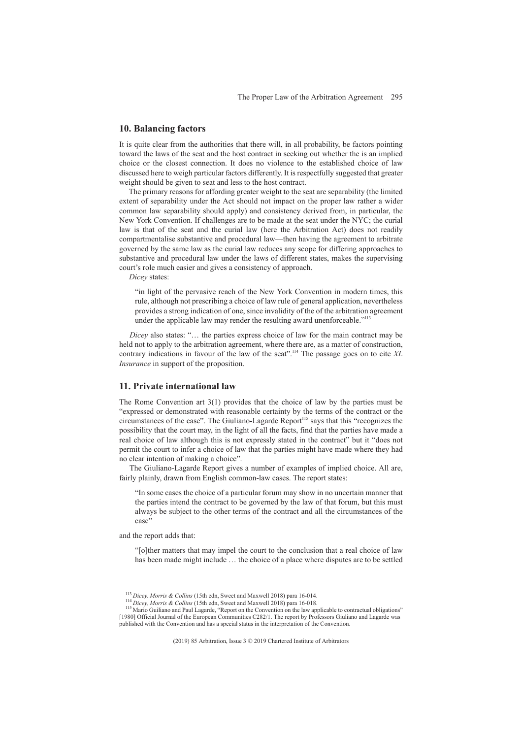## 10. Balancing factors

It is quite clear from the authorities that there will, in all probability, be factors pointing toward the laws of the seat and the host contract in seeking out whether the is an implied choice or the closest connection. It does no violence to the established choice of law discussed here to weigh particular factors differently. It is respectfully suggested that greater weight should be given to seat and less to the host contract.

The primary reasons for affording greater weight to the seat are separability (the limited extent of separability under the Act should not impact on the proper law rather a wider common law separability should apply) and consistency derived from, in particular, the New York Convention. If challenges are to be made at the seat under the NYC; the curial law is that of the seat and the curial law (here the Arbitration Act) does not readily compartmentalise substantive and procedural law—then having the agreement to arbitrate governed by the same law as the curial law reduces any scope for differing approaches to substantive and procedural law under the laws of different states, makes the supervising court's role much easier and gives a consistency of approach.

*Dicey* states:

> "in light of the pervasive reach of the New York Convention in modern times, this rule, although not prescribing a choice of law rule of general application, nevertheless provides a strong indication of one, since invalidity of the of the arbitration agreement under the applicable law may render the resulting award unenforceable."[113]

*Dicey* also states: "… the parties express choice of law for the main contract may be held not to apply to the arbitration agreement, where there are, as a matter of construction, contrary indications in favour of the law of the seat".[114] The passage goes on to cite *XL Insurance* in support of the proposition.

## 11. Private international law

The Rome Convention art 3(1) provides that the choice of law by the parties must be "expressed or demonstrated with reasonable certainty by the terms of the contract or the circumstances of the case". The Giuliano-Lagarde Report[115] says that this "recognizes the possibility that the court may, in the light of all the facts, find that the parties have made a real choice of law although this is not expressly stated in the contract" but it "does not permit the court to infer a choice of law that the parties might have made where they had no clear intention of making a choice".

The Giuliano-Lagarde Report gives a number of examples of implied choice. All are, fairly plainly, drawn from English common-law cases. The report states:

> "In some cases the choice of a particular forum may show in no uncertain manner that the parties intend the contract to be governed by the law of that forum, but this must always be subject to the other terms of the contract and all the circumstances of the case"

and the report adds that:

> "[o]ther matters that may impel the court to the conclusion that a real choice of law has been made might include … the choice of a place where disputes are to be settled

---

[113] *Dicey, Morris & Collins* (15th edn, Sweet and Maxwell 2018) para 16-014.

[114] *Dicey, Morris & Collins* (15th edn, Sweet and Maxwell 2018) para 16-018.

[115] Mario Guiliano and Paul Lagarde, "Report on the Convention on the law applicable to contractual obligations" [1980] Official Journal of the European Communities C282/1. The report by Professors Giuliano and Lagarde was published with the Convention and has a special status in the interpretation of the Convention.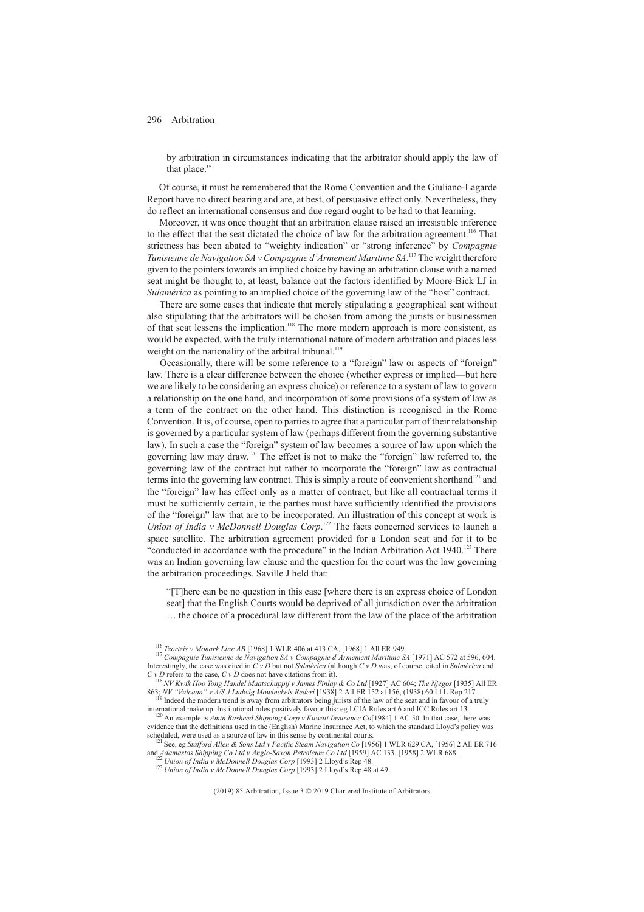by arbitration in circumstances indicating that the arbitrator should apply the law of that place."

Of course, it must be remembered that the Rome Convention and the Giuliano-Lagarde Report have no direct bearing and are, at best, of persuasive effect only. Nevertheless, they do reflect an international consensus and due regard ought to be had to that learning.

Moreover, it was once thought that an arbitration clause raised an irresistible inference to the effect that the seat dictated the choice of law for the arbitration agreement.[116] That strictness has been abated to "weighty indication" or "strong inference" by *Compagnie Tunisienne de Navigation SA v Compagnie d'Armement Maritime SA*.[117] The weight therefore given to the pointers towards an implied choice by having an arbitration clause with a named seat might be thought to, at least, balance out the factors identified by Moore-Bick LJ in *Sulamérica* as pointing to an implied choice of the governing law of the "host" contract.

There are some cases that indicate that merely stipulating a geographical seat without also stipulating that the arbitrators will be chosen from among the jurists or businessmen of that seat lessens the implication.[118] The more modern approach is more consistent, as would be expected, with the truly international nature of modern arbitration and places less weight on the nationality of the arbitral tribunal.[119]

Occasionally, there will be some reference to a "foreign" law or aspects of "foreign" law. There is a clear difference between the choice (whether express or implied—but here we are likely to be considering an express choice) or reference to a system of law to govern a relationship on the one hand, and incorporation of some provisions of a system of law as a term of the contract on the other hand. This distinction is recognised in the Rome Convention. It is, of course, open to parties to agree that a particular part of their relationship is governed by a particular system of law (perhaps different from the governing substantive law). In such a case the "foreign" system of law becomes a source of law upon which the governing law may draw.[120] The effect is not to make the "foreign" law referred to, the governing law of the contract but rather to incorporate the "foreign" law as contractual terms into the governing law contract. This is simply a route of convenient shorthand[121] and the "foreign" law has effect only as a matter of contract, but like all contractual terms it must be sufficiently certain, ie the parties must have sufficiently identified the provisions of the "foreign" law that are to be incorporated. An illustration of this concept at work is *Union of India v McDonnell Douglas Corp*.[122] The facts concerned services to launch a space satellite. The arbitration agreement provided for a London seat and for it to be "conducted in accordance with the procedure" in the Indian Arbitration Act 1940.[123] There was an Indian governing law clause and the question for the court was the law governing the arbitration proceedings. Saville J held that:

> "[T]here can be no question in this case [where there is an express choice of London seat] that the English Courts would be deprived of all jurisdiction over the arbitration … the choice of a procedural law different from the law of the place of the arbitration

---

[116] *Tzortzis v Monark Line AB* [1968] 1 WLR 406 at 413 CA, [1968] 1 All ER 949.

[117] *Compagnie Tunisienne de Navigation SA v Compagnie d'Armement Maritime SA* [1971] AC 572 at 596, 604. Interestingly, the case was cited in *C v D* but not *Sulmérica* (although *C v D* was, of course, cited in *Sulmérica* and *C v D* refers to the case, *C v D* does not have citations from it).

[118] *NV Kwik Hoo Tong Handel Maatschappij v James Finlay & Co Ltd* [1927] AC 604; *The Njegos* [1935] All ER 863; *NV "Vulcaan" v A/S J Ludwig Mowinckels Rederi* [1938] 2 All ER 152 at 156, (1938) 60 Ll L Rep 217.

[119] Indeed the modern trend is away from arbitrators being jurists of the law of the seat and in favour of a truly international make up. Institutional rules positively favour this: eg LCIA Rules art 6 and ICC Rules art 13.

[120] An example is *Amin Rasheed Shipping Corp v Kuwait Insurance Co*[1984] 1 AC 50. In that case, there was evidence that the definitions used in the (English) Marine Insurance Act, to which the standard Lloyd's policy was scheduled, were used as a source of law in this sense by continental courts.

[121] See, eg *Stafford Allen & Sons Ltd v Pacific Steam Navigation Co* [1956] 1 WLR 629 CA, [1956] 2 All ER 716 and *Adamastos Shipping Co Ltd v Anglo-Saxon Petroleum Co Ltd* [1959] AC 133, [1958] 2 WLR 688.

[122] *Union of India v McDonnell Douglas Corp* [1993] 2 Lloyd's Rep 48.

[123] *Union of India v McDonnell Douglas Corp* [1993] 2 Lloyd's Rep 48 at 49.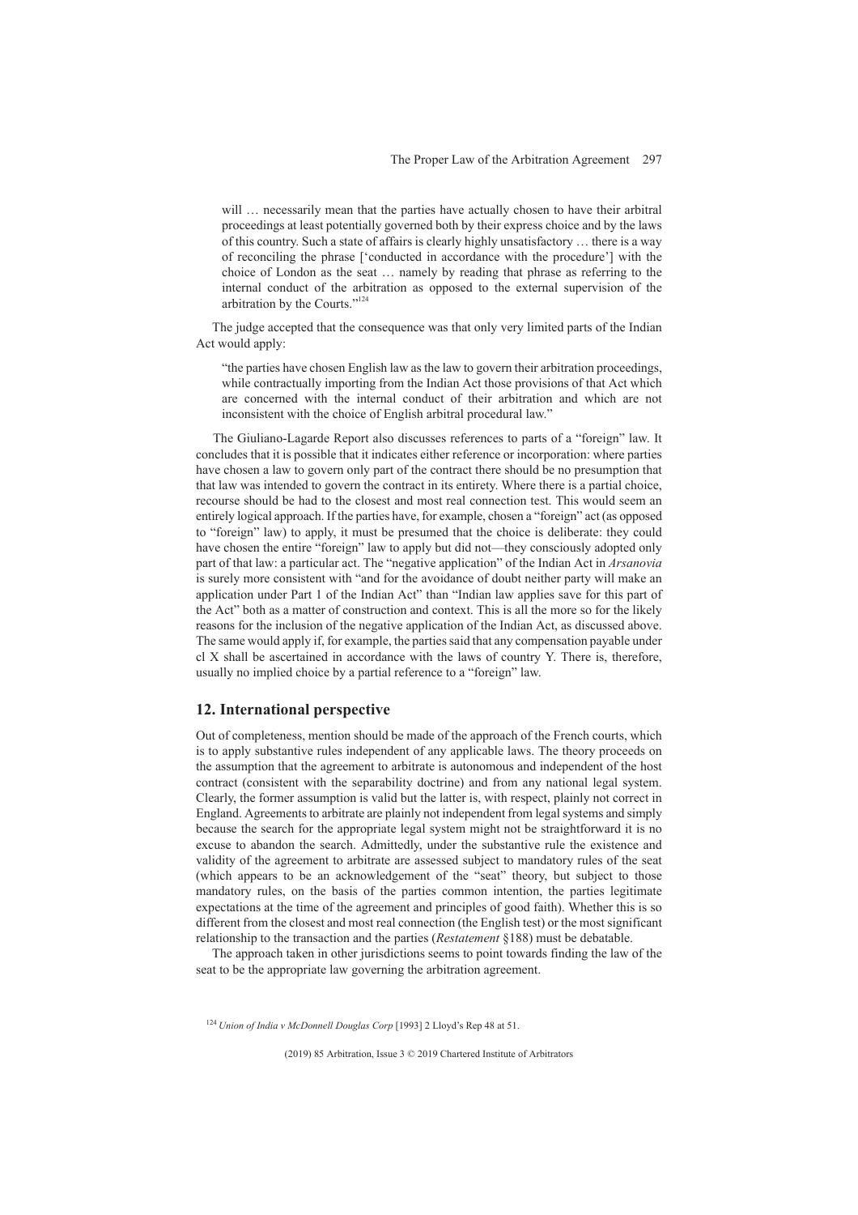> will … necessarily mean that the parties have actually chosen to have their arbitral proceedings at least potentially governed both by their express choice and by the laws of this country. Such a state of affairs is clearly highly unsatisfactory … there is a way of reconciling the phrase ['conducted in accordance with the procedure'] with the choice of London as the seat … namely by reading that phrase as referring to the internal conduct of the arbitration as opposed to the external supervision of the arbitration by the Courts."[124]

The judge accepted that the consequence was that only very limited parts of the Indian Act would apply:

> "the parties have chosen English law as the law to govern their arbitration proceedings, while contractually importing from the Indian Act those provisions of that Act which are concerned with the internal conduct of their arbitration and which are not inconsistent with the choice of English arbitral procedural law."

The Giuliano-Lagarde Report also discusses references to parts of a "foreign" law. It concludes that it is possible that it indicates either reference or incorporation: where parties have chosen a law to govern only part of the contract there should be no presumption that that law was intended to govern the contract in its entirety. Where there is a partial choice, recourse should be had to the closest and most real connection test. This would seem an entirely logical approach. If the parties have, for example, chosen a "foreign" act (as opposed to "foreign" law) to apply, it must be presumed that the choice is deliberate: they could have chosen the entire "foreign" law to apply but did not—they consciously adopted only part of that law: a particular act. The "negative application" of the Indian Act in *Arsanovia* is surely more consistent with "and for the avoidance of doubt neither party will make an application under Part 1 of the Indian Act" than "Indian law applies save for this part of the Act" both as a matter of construction and context. This is all the more so for the likely reasons for the inclusion of the negative application of the Indian Act, as discussed above. The same would apply if, for example, the parties said that any compensation payable under cl X shall be ascertained in accordance with the laws of country Y. There is, therefore, usually no implied choice by a partial reference to a "foreign" law.

## 12. International perspective

Out of completeness, mention should be made of the approach of the French courts, which is to apply substantive rules independent of any applicable laws. The theory proceeds on the assumption that the agreement to arbitrate is autonomous and independent of the host contract (consistent with the separability doctrine) and from any national legal system. Clearly, the former assumption is valid but the latter is, with respect, plainly not correct in England. Agreements to arbitrate are plainly not independent from legal systems and simply because the search for the appropriate legal system might not be straightforward it is no excuse to abandon the search. Admittedly, under the substantive rule the existence and validity of the agreement to arbitrate are assessed subject to mandatory rules of the seat (which appears to be an acknowledgement of the "seat" theory, but subject to those mandatory rules, on the basis of the parties common intention, the parties legitimate expectations at the time of the agreement and principles of good faith). Whether this is so different from the closest and most real connection (the English test) or the most significant relationship to the transaction and the parties (*Restatement* §188) must be debatable.

The approach taken in other jurisdictions seems to point towards finding the law of the seat to be the appropriate law governing the arbitration agreement.

[124] *Union of India v McDonnell Douglas Corp* [1993] 2 Lloyd's Rep 48 at 51.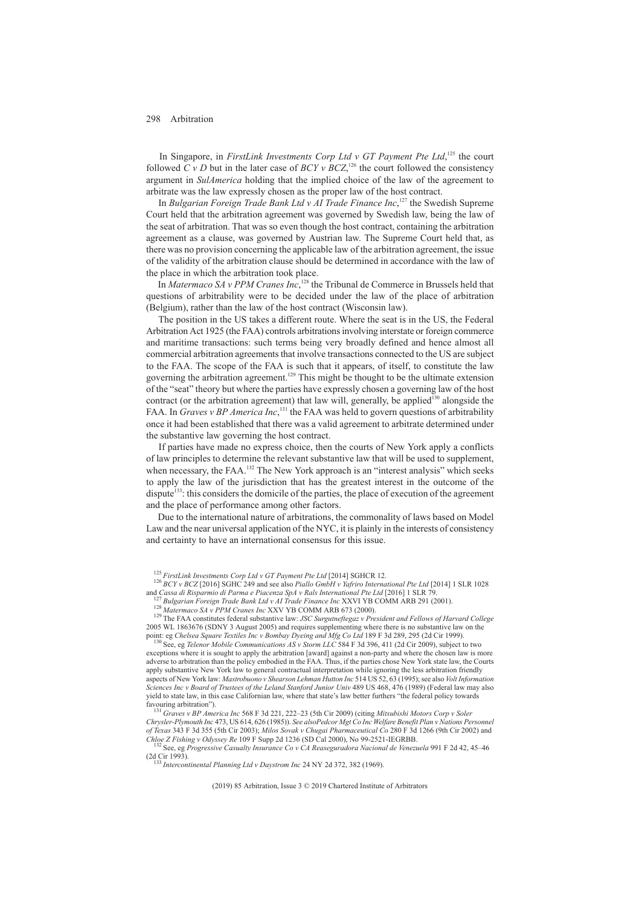In Singapore, in *FirstLink Investments Corp Ltd v GT Payment Pte Ltd*,[125] the court followed *C v D* but in the later case of *BCY v BCZ*,[126] the court followed the consistency argument in *SulAmerica* holding that the implied choice of the law of the agreement to arbitrate was the law expressly chosen as the proper law of the host contract.

In *Bulgarian Foreign Trade Bank Ltd v AI Trade Finance Inc*,[127] the Swedish Supreme Court held that the arbitration agreement was governed by Swedish law, being the law of the seat of arbitration. That was so even though the host contract, containing the arbitration agreement as a clause, was governed by Austrian law. The Supreme Court held that, as there was no provision concerning the applicable law of the arbitration agreement, the issue of the validity of the arbitration clause should be determined in accordance with the law of the place in which the arbitration took place.

In *Matermaco SA v PPM Cranes Inc*,[128] the Tribunal de Commerce in Brussels held that questions of arbitrability were to be decided under the law of the place of arbitration (Belgium), rather than the law of the host contract (Wisconsin law).

The position in the US takes a different route. Where the seat is in the US, the Federal Arbitration Act 1925 (the FAA) controls arbitrations involving interstate or foreign commerce and maritime transactions: such terms being very broadly defined and hence almost all commercial arbitration agreements that involve transactions connected to the US are subject to the FAA. The scope of the FAA is such that it appears, of itself, to constitute the law governing the arbitration agreement.[129] This might be thought to be the ultimate extension of the "seat" theory but where the parties have expressly chosen a governing law of the host contract (or the arbitration agreement) that law will, generally, be applied[130] alongside the FAA. In *Graves v BP America Inc*,[131] the FAA was held to govern questions of arbitrability once it had been established that there was a valid agreement to arbitrate determined under the substantive law governing the host contract.

If parties have made no express choice, then the courts of New York apply a conflicts of law principles to determine the relevant substantive law that will be used to supplement, when necessary, the FAA.[132] The New York approach is an "interest analysis" which seeks to apply the law of the jurisdiction that has the greatest interest in the outcome of the dispute[133]: this considers the domicile of the parties, the place of execution of the agreement and the place of performance among other factors.

Due to the international nature of arbitrations, the commonality of laws based on Model Law and the near universal application of the NYC, it is plainly in the interests of consistency and certainty to have an international consensus for this issue.

---

[125] *FirstLink Investments Corp Ltd v GT Payment Pte Ltd* [2014] SGHCR 12.

[126] *BCY v BCZ* [2016] SGHC 249 and see also *Piallo GmbH v Yafriro International Pte Ltd* [2014] 1 SLR 1028 and *Cassa di Risparmio di Parma e Piacenza SpA v Rals International Pte Ltd* [2016] 1 SLR 79.

[127] *Bulgarian Foreign Trade Bank Ltd v AI Trade Finance Inc* XXVI YB COMM ARB 291 (2001).

[128] *Matermaco SA v PPM Cranes Inc* XXV YB COMM ARB 673 (2000).

[129] The FAA constitutes federal substantive law: *JSC Surgutneftegaz v President and Fellows of Harvard College* 2005 WL 1863676 (SDNY 3 August 2005) and requires supplementing where there is no substantive law on the point: eg *Chelsea Square Textiles Inc v Bombay Dyeing and Mfg Co Ltd* 189 F 3d 289, 295 (2d Cir 1999).

[130] See, eg *Telenor Mobile Communications AS v Storm LLC* 584 F 3d 396, 411 (2d Cir 2009), subject to two exceptions where it is sought to apply the arbitration [award] against a non-party and where the chosen law is more adverse to arbitration than the policy embodied in the FAA. Thus, if the parties chose New York state law, the Courts apply substantive New York law to general contractual interpretation while ignoring the less arbitration friendly aspects of New York law: *Mastrobuono v Shearson Lehman Hutton Inc* 514 US 52, 63 (1995); see also *Volt Information Sciences Inc v Board of Trustees of the Leland Stanford Junior Univ* 489 US 468, 476 (1989) (Federal law may also yield to state law, in this case Californian law, where that state's law better furthers "the federal policy towards favouring arbitration").

[131] *Graves v BP America Inc* 568 F 3d 221, 222–23 (5th Cir 2009) (citing *Mitsubishi Motors Corp v Soler Chrysler-Plymouth Inc* 473, US 614, 626 (1985)). *See alsoPedcor Mgt Co Inc Welfare Benefit Plan v Nations Personnel of Texas* 343 F 3d 355 (5th Cir 2003); *Milos Sovak v Chugai Pharmaceutical Co* 280 F 3d 1266 (9th Cir 2002) and *Chloe Z Fishing v Odyssey Re* 109 F Supp 2d 1236 (SD Cal 2000), No 99-2521-IEGRBB.

[132] See, eg *Progressive Casualty Insurance Co v CA Reaseguradora Nacional de Venezuela* 991 F 2d 42, 45–46 (2d Cir 1993).

[133] *Intercontinental Planning Ltd v Daystrom Inc* 24 NY 2d 372, 382 (1969).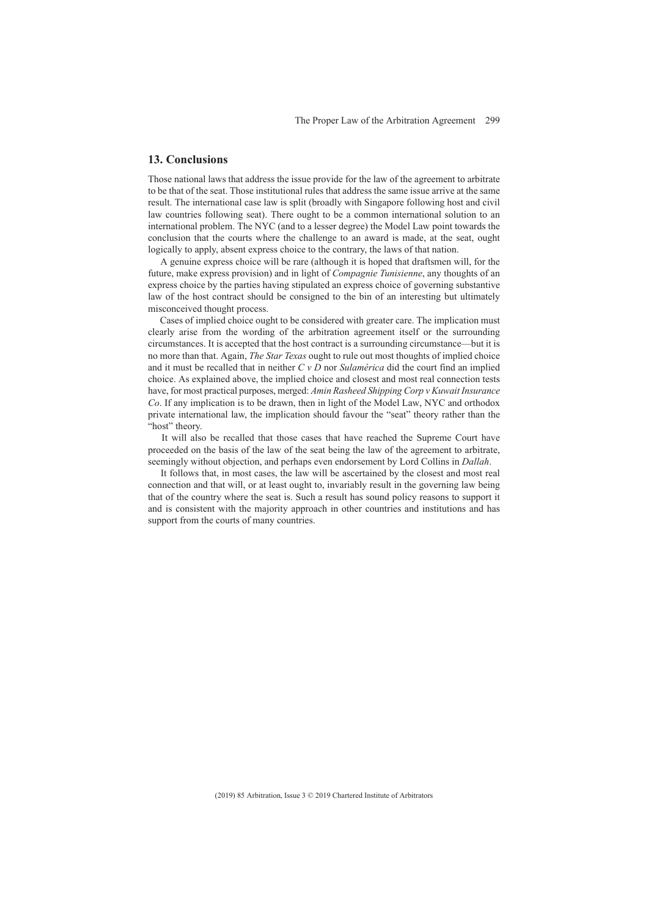## 13. Conclusions

Those national laws that address the issue provide for the law of the agreement to arbitrate to be that of the seat. Those institutional rules that address the same issue arrive at the same result. The international case law is split (broadly with Singapore following host and civil law countries following seat). There ought to be a common international solution to an international problem. The NYC (and to a lesser degree) the Model Law point towards the conclusion that the courts where the challenge to an award is made, at the seat, ought logically to apply, absent express choice to the contrary, the laws of that nation.

A genuine express choice will be rare (although it is hoped that draftsmen will, for the future, make express provision) and in light of *Compagnie Tunisienne*, any thoughts of an express choice by the parties having stipulated an express choice of governing substantive law of the host contract should be consigned to the bin of an interesting but ultimately misconceived thought process.

Cases of implied choice ought to be considered with greater care. The implication must clearly arise from the wording of the arbitration agreement itself or the surrounding circumstances. It is accepted that the host contract is a surrounding circumstance—but it is no more than that. Again, *The Star Texas* ought to rule out most thoughts of implied choice and it must be recalled that in neither *C v D* nor *Sulamérica* did the court find an implied choice. As explained above, the implied choice and closest and most real connection tests have, for most practical purposes, merged: *Amin Rasheed Shipping Corp v Kuwait Insurance Co*. If any implication is to be drawn, then in light of the Model Law, NYC and orthodox private international law, the implication should favour the "seat" theory rather than the "host" theory.

It will also be recalled that those cases that have reached the Supreme Court have proceeded on the basis of the law of the seat being the law of the agreement to arbitrate, seemingly without objection, and perhaps even endorsement by Lord Collins in *Dallah*.

It follows that, in most cases, the law will be ascertained by the closest and most real connection and that will, or at least ought to, invariably result in the governing law being that of the country where the seat is. Such a result has sound policy reasons to support it and is consistent with the majority approach in other countries and institutions and has support from the courts of many countries.